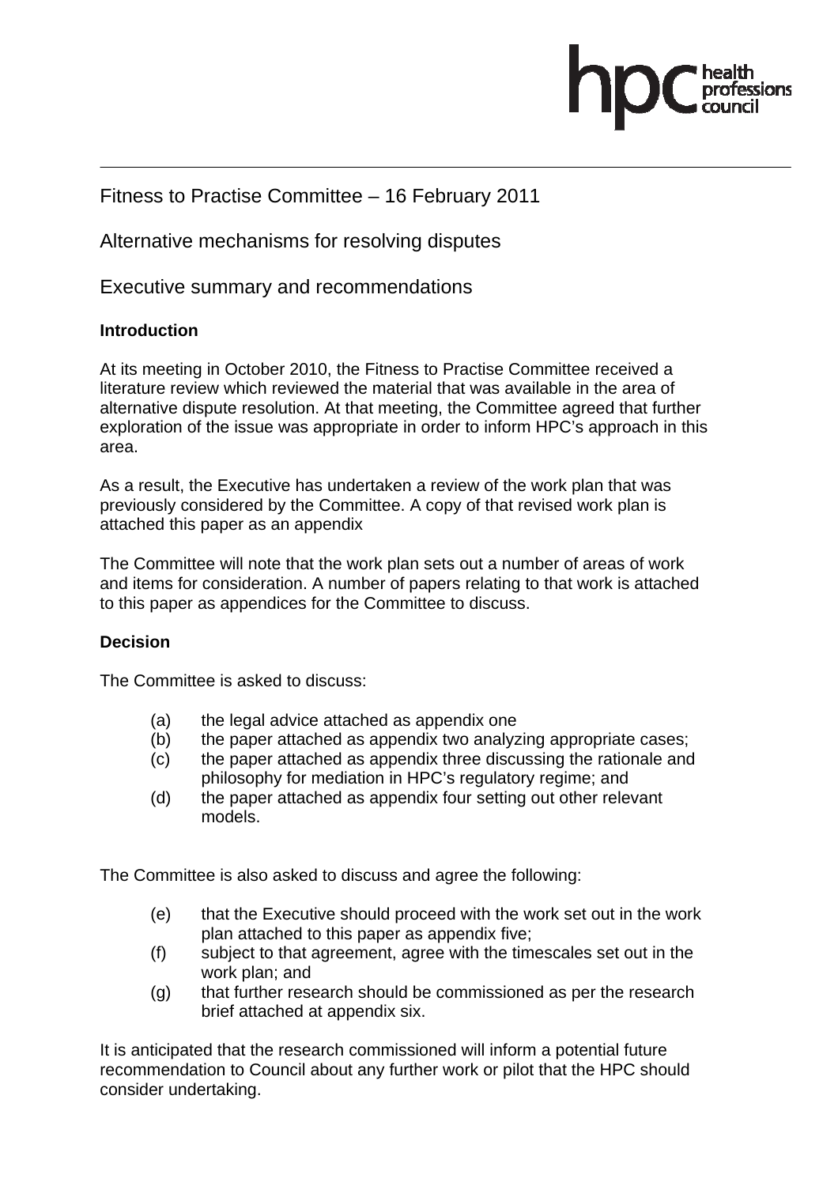hpc health professions council

Fitness to Practise Committee – 16 February 2011

Alternative mechanisms for resolving disputes

Executive summary and recommendations

**Introduction**

At its meeting in October 2010, the Fitness to Practise Committee received a literature review which reviewed the material that was available in the area of alternative dispute resolution. At that meeting, the Committee agreed that further exploration of the issue was appropriate in order to inform HPC's approach in this area.

As a result, the Executive has undertaken a review of the work plan that was previously considered by the Committee. A copy of that revised work plan is attached this paper as an appendix

The Committee will note that the work plan sets out a number of areas of work and items for consideration. A number of papers relating to that work is attached to this paper as appendices for the Committee to discuss.

**Decision**

The Committee is asked to discuss:

(a) the legal advice attached as appendix one
(b) the paper attached as appendix two analyzing appropriate cases;
(c) the paper attached as appendix three discussing the rationale and philosophy for mediation in HPC's regulatory regime; and
(d) the paper attached as appendix four setting out other relevant models.

The Committee is also asked to discuss and agree the following:

(e) that the Executive should proceed with the work set out in the work plan attached to this paper as appendix five;
(f) subject to that agreement, agree with the timescales set out in the work plan; and
(g) that further research should be commissioned as per the research brief attached at appendix six.

It is anticipated that the research commissioned will inform a potential future recommendation to Council about any further work or pilot that the HPC should consider undertaking.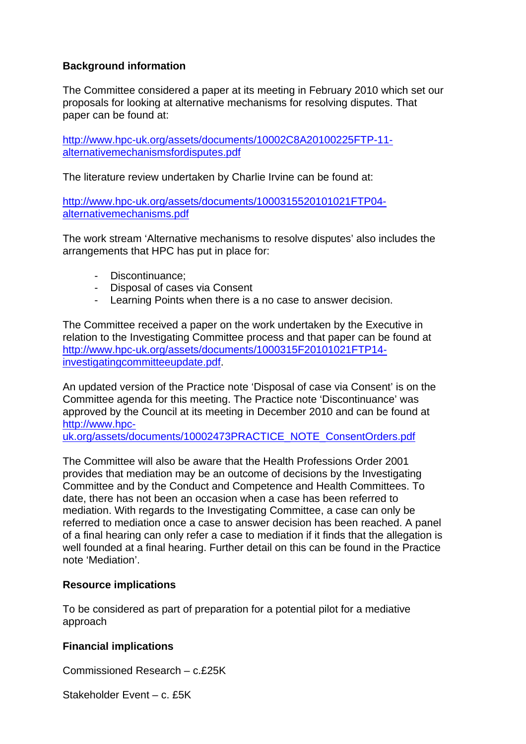**Background information**

The Committee considered a paper at its meeting in February 2010 which set our proposals for looking at alternative mechanisms for resolving disputes. That paper can be found at:

http://www.hpc-uk.org/assets/documents/10002C8A20100225FTP-11-alternativemechanismsfordisputes.pdf

The literature review undertaken by Charlie Irvine can be found at:

http://www.hpc-uk.org/assets/documents/1000315520101021FTP04-alternativemechanisms.pdf

The work stream 'Alternative mechanisms to resolve disputes' also includes the arrangements that HPC has put in place for:

- Discontinuance;
- Disposal of cases via Consent
- Learning Points when there is a no case to answer decision.

The Committee received a paper on the work undertaken by the Executive in relation to the Investigating Committee process and that paper can be found at http://www.hpc-uk.org/assets/documents/1000315F20101021FTP14-investigatingcommitteeupdate.pdf.

An updated version of the Practice note 'Disposal of case via Consent' is on the Committee agenda for this meeting. The Practice note 'Discontinuance' was approved by the Council at its meeting in December 2010 and can be found at http://www.hpc-uk.org/assets/documents/10002473PRACTICE_NOTE_ConsentOrders.pdf

The Committee will also be aware that the Health Professions Order 2001 provides that mediation may be an outcome of decisions by the Investigating Committee and by the Conduct and Competence and Health Committees. To date, there has not been an occasion when a case has been referred to mediation. With regards to the Investigating Committee, a case can only be referred to mediation once a case to answer decision has been reached. A panel of a final hearing can only refer a case to mediation if it finds that the allegation is well founded at a final hearing. Further detail on this can be found in the Practice note 'Mediation'.

**Resource implications**

To be considered as part of preparation for a potential pilot for a mediative approach

**Financial implications**

Commissioned Research – c.£25K

Stakeholder Event – c. £5K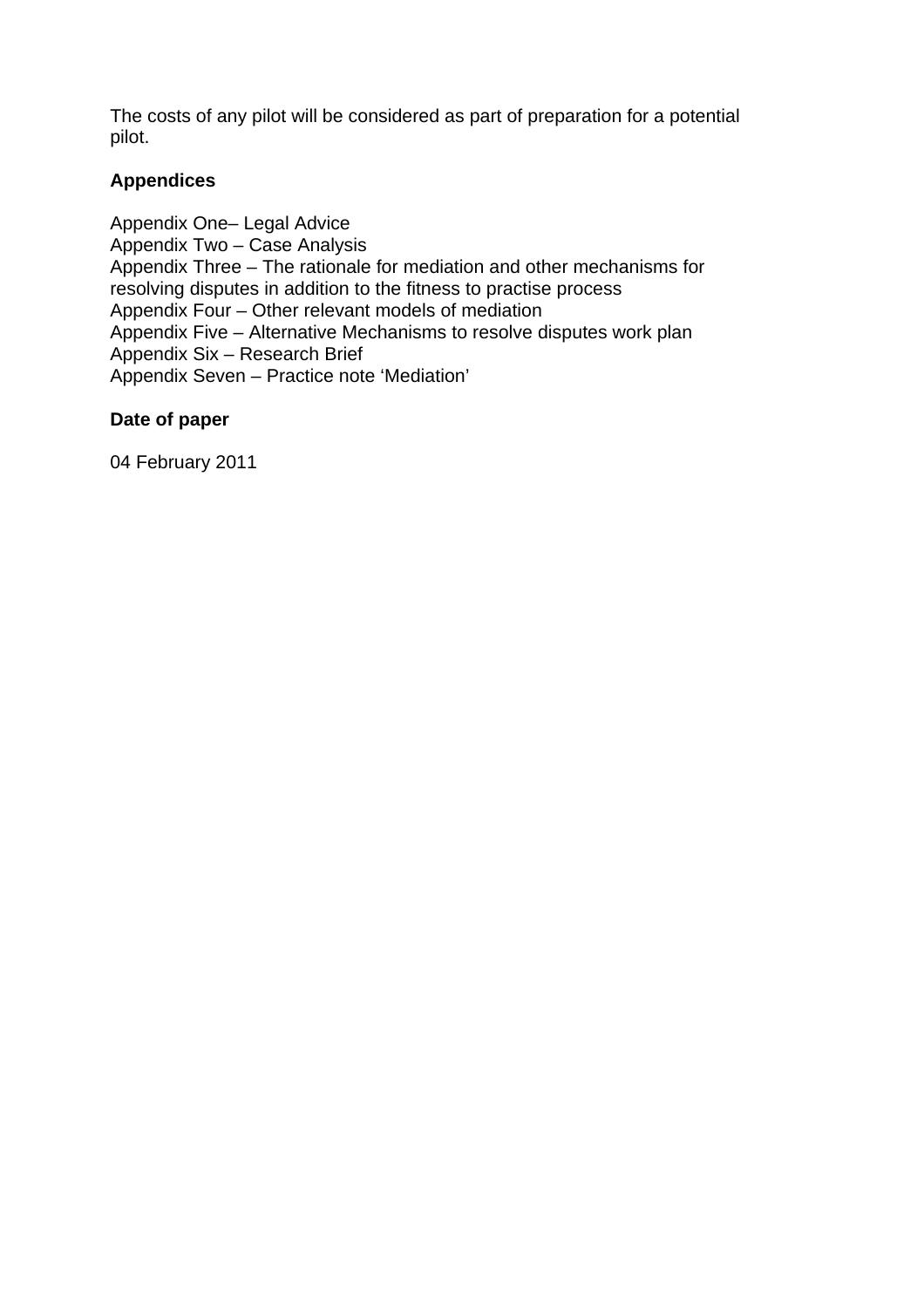The costs of any pilot will be considered as part of preparation for a potential pilot.

**Appendices**

Appendix One– Legal Advice
Appendix Two – Case Analysis
Appendix Three – The rationale for mediation and other mechanisms for resolving disputes in addition to the fitness to practise process
Appendix Four – Other relevant models of mediation
Appendix Five – Alternative Mechanisms to resolve disputes work plan
Appendix Six – Research Brief
Appendix Seven – Practice note 'Mediation'

**Date of paper**

04 February 2011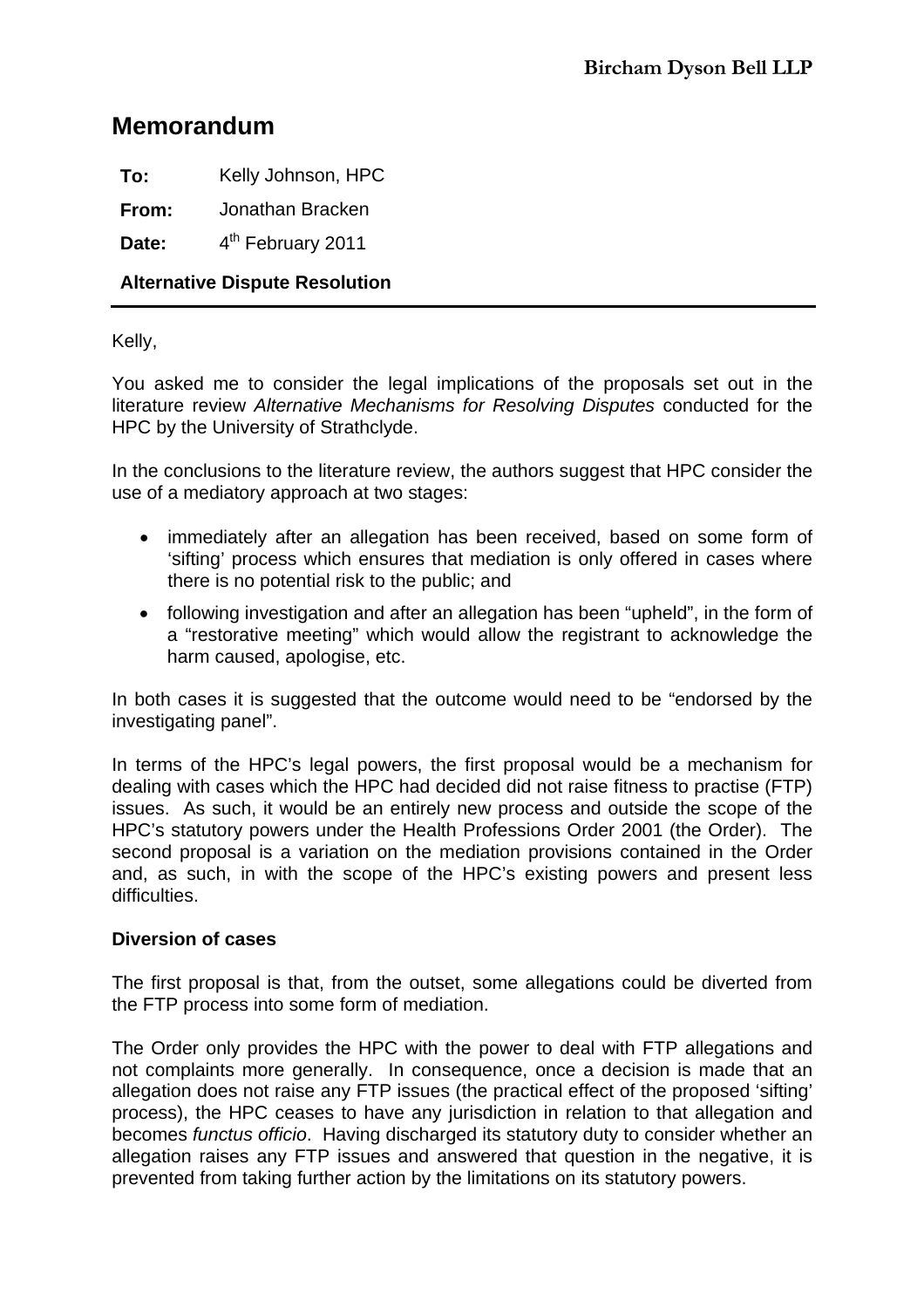Bircham Dyson Bell LLP

# Memorandum

**To:** Kelly Johnson, HPC

**From:** Jonathan Bracken

**Date:** 4th February 2011

**Alternative Dispute Resolution**

---

Kelly,

You asked me to consider the legal implications of the proposals set out in the literature review *Alternative Mechanisms for Resolving Disputes* conducted for the HPC by the University of Strathclyde.

In the conclusions to the literature review, the authors suggest that HPC consider the use of a mediatory approach at two stages:

- immediately after an allegation has been received, based on some form of 'sifting' process which ensures that mediation is only offered in cases where there is no potential risk to the public; and
- following investigation and after an allegation has been "upheld", in the form of a "restorative meeting" which would allow the registrant to acknowledge the harm caused, apologise, etc.

In both cases it is suggested that the outcome would need to be "endorsed by the investigating panel".

In terms of the HPC's legal powers, the first proposal would be a mechanism for dealing with cases which the HPC had decided did not raise fitness to practise (FTP) issues. As such, it would be an entirely new process and outside the scope of the HPC's statutory powers under the Health Professions Order 2001 (the Order). The second proposal is a variation on the mediation provisions contained in the Order and, as such, in with the scope of the HPC's existing powers and present less difficulties.

**Diversion of cases**

The first proposal is that, from the outset, some allegations could be diverted from the FTP process into some form of mediation.

The Order only provides the HPC with the power to deal with FTP allegations and not complaints more generally. In consequence, once a decision is made that an allegation does not raise any FTP issues (the practical effect of the proposed 'sifting' process), the HPC ceases to have any jurisdiction in relation to that allegation and becomes *functus officio*. Having discharged its statutory duty to consider whether an allegation raises any FTP issues and answered that question in the negative, it is prevented from taking further action by the limitations on its statutory powers.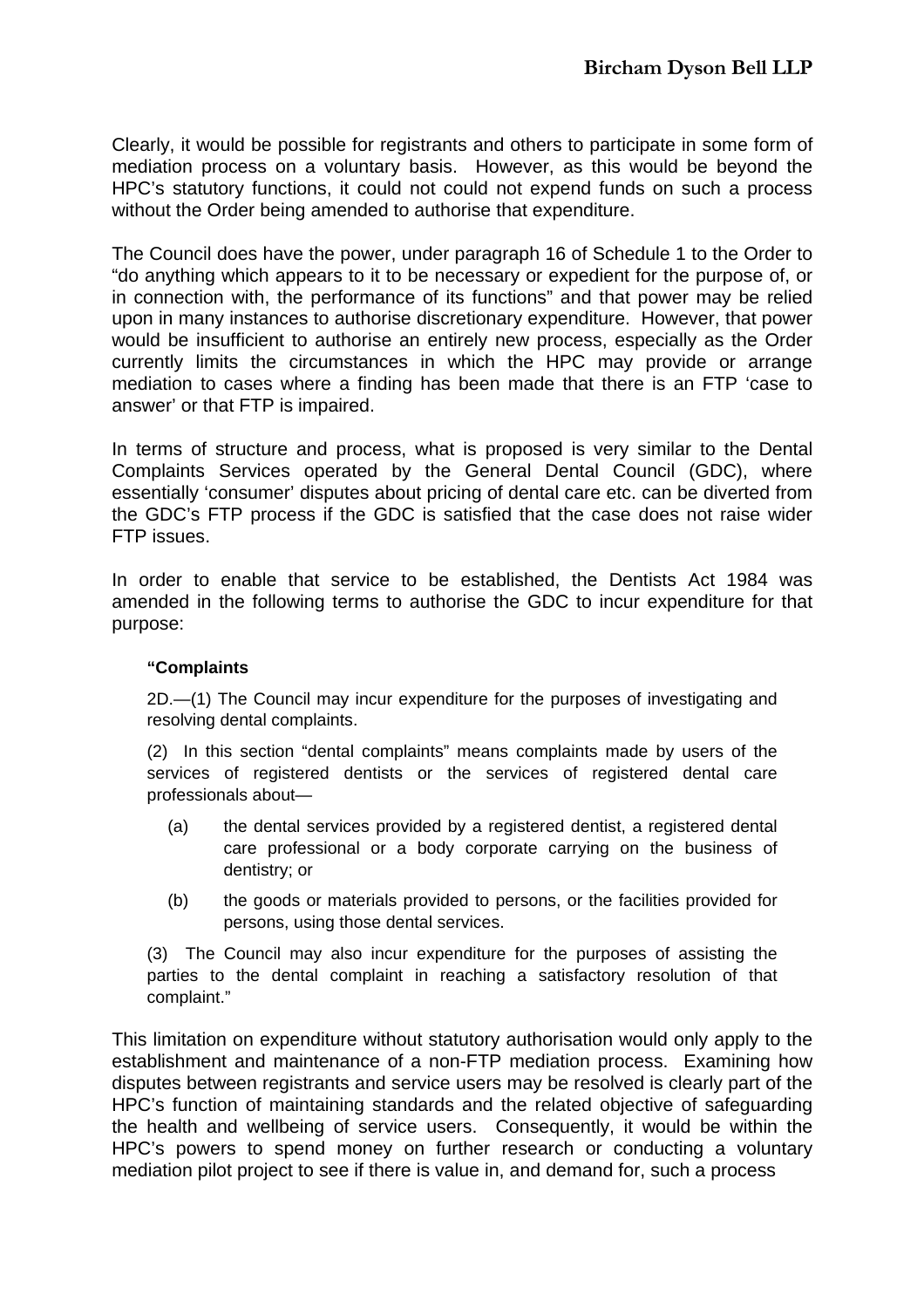Clearly, it would be possible for registrants and others to participate in some form of mediation process on a voluntary basis. However, as this would be beyond the HPC's statutory functions, it could not could not expend funds on such a process without the Order being amended to authorise that expenditure.

The Council does have the power, under paragraph 16 of Schedule 1 to the Order to "do anything which appears to it to be necessary or expedient for the purpose of, or in connection with, the performance of its functions" and that power may be relied upon in many instances to authorise discretionary expenditure. However, that power would be insufficient to authorise an entirely new process, especially as the Order currently limits the circumstances in which the HPC may provide or arrange mediation to cases where a finding has been made that there is an FTP 'case to answer' or that FTP is impaired.

In terms of structure and process, what is proposed is very similar to the Dental Complaints Services operated by the General Dental Council (GDC), where essentially 'consumer' disputes about pricing of dental care etc. can be diverted from the GDC's FTP process if the GDC is satisfied that the case does not raise wider FTP issues.

In order to enable that service to be established, the Dentists Act 1984 was amended in the following terms to authorise the GDC to incur expenditure for that purpose:

> **"Complaints**
>
> 2D.—(1) The Council may incur expenditure for the purposes of investigating and resolving dental complaints.
>
> (2) In this section "dental complaints" means complaints made by users of the services of registered dentists or the services of registered dental care professionals about—
>
> (a) the dental services provided by a registered dentist, a registered dental care professional or a body corporate carrying on the business of dentistry; or
>
> (b) the goods or materials provided to persons, or the facilities provided for persons, using those dental services.
>
> (3) The Council may also incur expenditure for the purposes of assisting the parties to the dental complaint in reaching a satisfactory resolution of that complaint."

This limitation on expenditure without statutory authorisation would only apply to the establishment and maintenance of a non-FTP mediation process. Examining how disputes between registrants and service users may be resolved is clearly part of the HPC's function of maintaining standards and the related objective of safeguarding the health and wellbeing of service users. Consequently, it would be within the HPC's powers to spend money on further research or conducting a voluntary mediation pilot project to see if there is value in, and demand for, such a process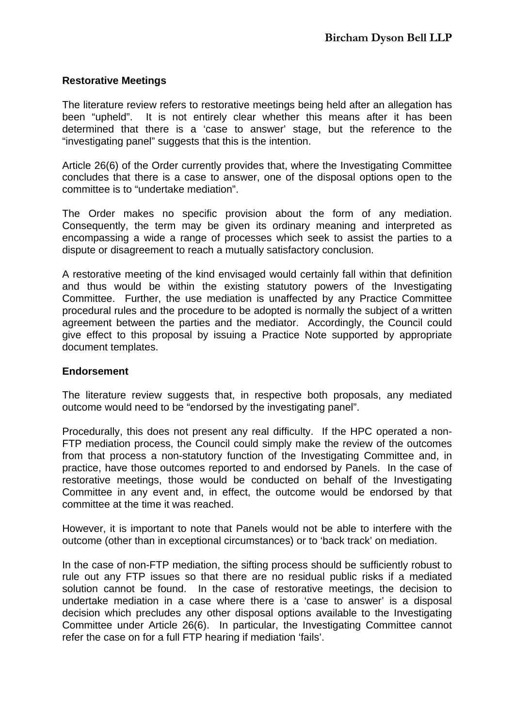### Restorative Meetings

The literature review refers to restorative meetings being held after an allegation has been "upheld". It is not entirely clear whether this means after it has been determined that there is a 'case to answer' stage, but the reference to the "investigating panel" suggests that this is the intention.

Article 26(6) of the Order currently provides that, where the Investigating Committee concludes that there is a case to answer, one of the disposal options open to the committee is to "undertake mediation".

The Order makes no specific provision about the form of any mediation. Consequently, the term may be given its ordinary meaning and interpreted as encompassing a wide a range of processes which seek to assist the parties to a dispute or disagreement to reach a mutually satisfactory conclusion.

A restorative meeting of the kind envisaged would certainly fall within that definition and thus would be within the existing statutory powers of the Investigating Committee. Further, the use mediation is unaffected by any Practice Committee procedural rules and the procedure to be adopted is normally the subject of a written agreement between the parties and the mediator. Accordingly, the Council could give effect to this proposal by issuing a Practice Note supported by appropriate document templates.

### Endorsement

The literature review suggests that, in respective both proposals, any mediated outcome would need to be "endorsed by the investigating panel".

Procedurally, this does not present any real difficulty. If the HPC operated a non-FTP mediation process, the Council could simply make the review of the outcomes from that process a non-statutory function of the Investigating Committee and, in practice, have those outcomes reported to and endorsed by Panels. In the case of restorative meetings, those would be conducted on behalf of the Investigating Committee in any event and, in effect, the outcome would be endorsed by that committee at the time it was reached.

However, it is important to note that Panels would not be able to interfere with the outcome (other than in exceptional circumstances) or to 'back track' on mediation.

In the case of non-FTP mediation, the sifting process should be sufficiently robust to rule out any FTP issues so that there are no residual public risks if a mediated solution cannot be found. In the case of restorative meetings, the decision to undertake mediation in a case where there is a 'case to answer' is a disposal decision which precludes any other disposal options available to the Investigating Committee under Article 26(6). In particular, the Investigating Committee cannot refer the case on for a full FTP hearing if mediation 'fails'.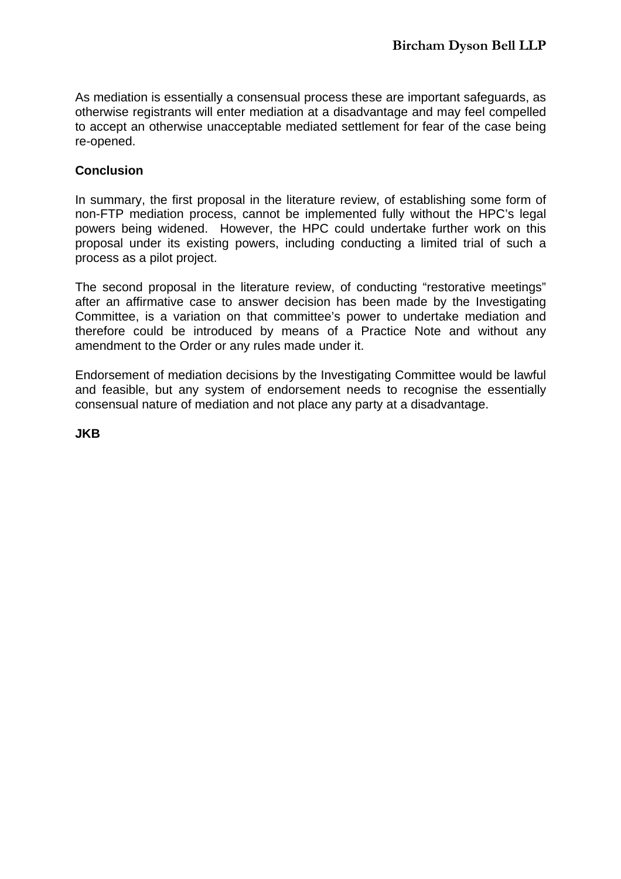As mediation is essentially a consensual process these are important safeguards, as otherwise registrants will enter mediation at a disadvantage and may feel compelled to accept an otherwise unacceptable mediated settlement for fear of the case being re-opened.

**Conclusion**

In summary, the first proposal in the literature review, of establishing some form of non-FTP mediation process, cannot be implemented fully without the HPC's legal powers being widened. However, the HPC could undertake further work on this proposal under its existing powers, including conducting a limited trial of such a process as a pilot project.

The second proposal in the literature review, of conducting "restorative meetings" after an affirmative case to answer decision has been made by the Investigating Committee, is a variation on that committee's power to undertake mediation and therefore could be introduced by means of a Practice Note and without any amendment to the Order or any rules made under it.

Endorsement of mediation decisions by the Investigating Committee would be lawful and feasible, but any system of endorsement needs to recognise the essentially consensual nature of mediation and not place any party at a disadvantage.

**JKB**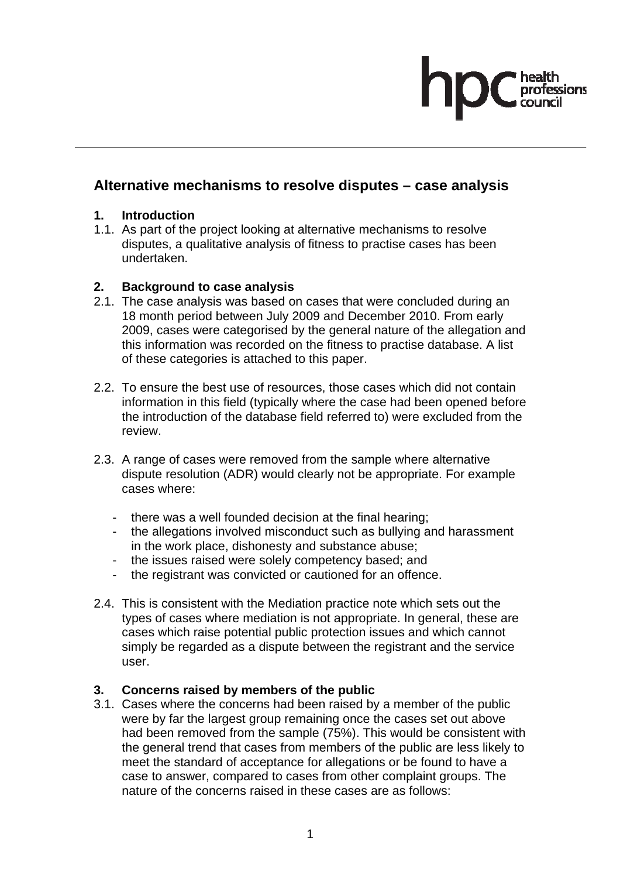# Alternative mechanisms to resolve disputes – case analysis

## 1. Introduction

1.1. As part of the project looking at alternative mechanisms to resolve disputes, a qualitative analysis of fitness to practise cases has been undertaken.

## 2. Background to case analysis

2.1. The case analysis was based on cases that were concluded during an 18 month period between July 2009 and December 2010. From early 2009, cases were categorised by the general nature of the allegation and this information was recorded on the fitness to practise database. A list of these categories is attached to this paper.

2.2. To ensure the best use of resources, those cases which did not contain information in this field (typically where the case had been opened before the introduction of the database field referred to) were excluded from the review.

2.3. A range of cases were removed from the sample where alternative dispute resolution (ADR) would clearly not be appropriate. For example cases where:

- there was a well founded decision at the final hearing;
- the allegations involved misconduct such as bullying and harassment in the work place, dishonesty and substance abuse;
- the issues raised were solely competency based; and
- the registrant was convicted or cautioned for an offence.

2.4. This is consistent with the Mediation practice note which sets out the types of cases where mediation is not appropriate. In general, these are cases which raise potential public protection issues and which cannot simply be regarded as a dispute between the registrant and the service user.

## 3. Concerns raised by members of the public

3.1. Cases where the concerns had been raised by a member of the public were by far the largest group remaining once the cases set out above had been removed from the sample (75%). This would be consistent with the general trend that cases from members of the public are less likely to meet the standard of acceptance for allegations or be found to have a case to answer, compared to cases from other complaint groups. The nature of the concerns raised in these cases are as follows: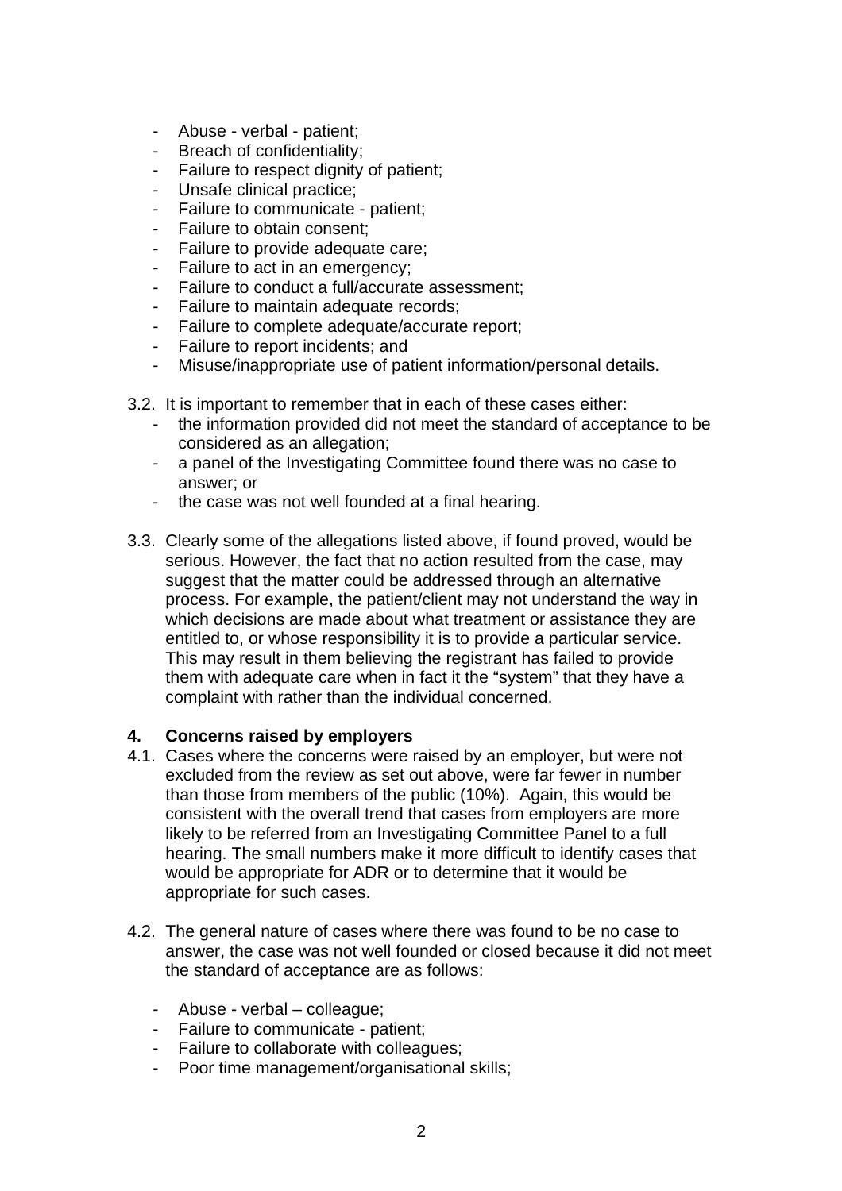- Abuse - verbal - patient;
- Breach of confidentiality;
- Failure to respect dignity of patient;
- Unsafe clinical practice;
- Failure to communicate - patient;
- Failure to obtain consent;
- Failure to provide adequate care;
- Failure to act in an emergency;
- Failure to conduct a full/accurate assessment;
- Failure to maintain adequate records;
- Failure to complete adequate/accurate report;
- Failure to report incidents; and
- Misuse/inappropriate use of patient information/personal details.

3.2. It is important to remember that in each of these cases either:

- the information provided did not meet the standard of acceptance to be considered as an allegation;
- a panel of the Investigating Committee found there was no case to answer; or
- the case was not well founded at a final hearing.

3.3. Clearly some of the allegations listed above, if found proved, would be serious. However, the fact that no action resulted from the case, may suggest that the matter could be addressed through an alternative process. For example, the patient/client may not understand the way in which decisions are made about what treatment or assistance they are entitled to, or whose responsibility it is to provide a particular service. This may result in them believing the registrant has failed to provide them with adequate care when in fact it the "system" that they have a complaint with rather than the individual concerned.

## 4. Concerns raised by employers

4.1. Cases where the concerns were raised by an employer, but were not excluded from the review as set out above, were far fewer in number than those from members of the public (10%). Again, this would be consistent with the overall trend that cases from employers are more likely to be referred from an Investigating Committee Panel to a full hearing. The small numbers make it more difficult to identify cases that would be appropriate for ADR or to determine that it would be appropriate for such cases.

4.2. The general nature of cases where there was found to be no case to answer, the case was not well founded or closed because it did not meet the standard of acceptance are as follows:

- Abuse - verbal – colleague;
- Failure to communicate - patient;
- Failure to collaborate with colleagues;
- Poor time management/organisational skills;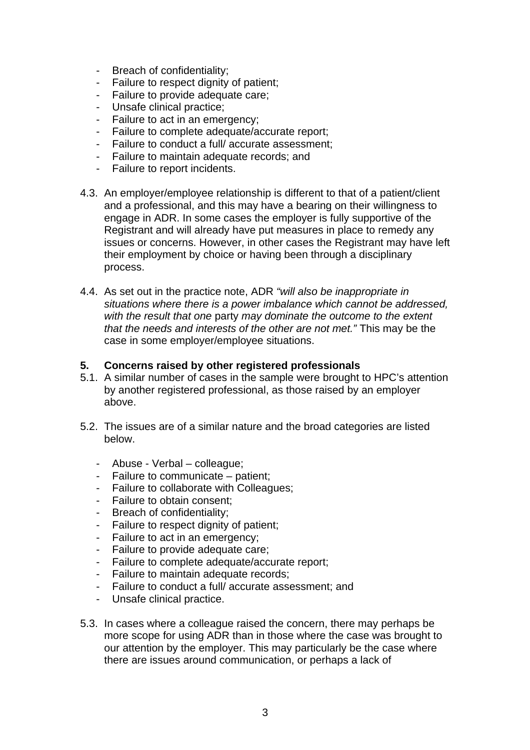- Breach of confidentiality;
- Failure to respect dignity of patient;
- Failure to provide adequate care;
- Unsafe clinical practice;
- Failure to act in an emergency;
- Failure to complete adequate/accurate report;
- Failure to conduct a full/ accurate assessment;
- Failure to maintain adequate records; and
- Failure to report incidents.

4.3. An employer/employee relationship is different to that of a patient/client and a professional, and this may have a bearing on their willingness to engage in ADR. In some cases the employer is fully supportive of the Registrant and will already have put measures in place to remedy any issues or concerns. However, in other cases the Registrant may have left their employment by choice or having been through a disciplinary process.

4.4. As set out in the practice note, ADR *"will also be inappropriate in situations where there is a power imbalance which cannot be addressed, with the result that one* party *may dominate the outcome to the extent that the needs and interests of the other are not met."* This may be the case in some employer/employee situations.

## 5. Concerns raised by other registered professionals

5.1. A similar number of cases in the sample were brought to HPC's attention by another registered professional, as those raised by an employer above.

5.2. The issues are of a similar nature and the broad categories are listed below.

- Abuse - Verbal – colleague;
- Failure to communicate – patient;
- Failure to collaborate with Colleagues;
- Failure to obtain consent;
- Breach of confidentiality;
- Failure to respect dignity of patient;
- Failure to act in an emergency;
- Failure to provide adequate care;
- Failure to complete adequate/accurate report;
- Failure to maintain adequate records;
- Failure to conduct a full/ accurate assessment; and
- Unsafe clinical practice.

5.3. In cases where a colleague raised the concern, there may perhaps be more scope for using ADR than in those where the case was brought to our attention by the employer. This may particularly be the case where there are issues around communication, or perhaps a lack of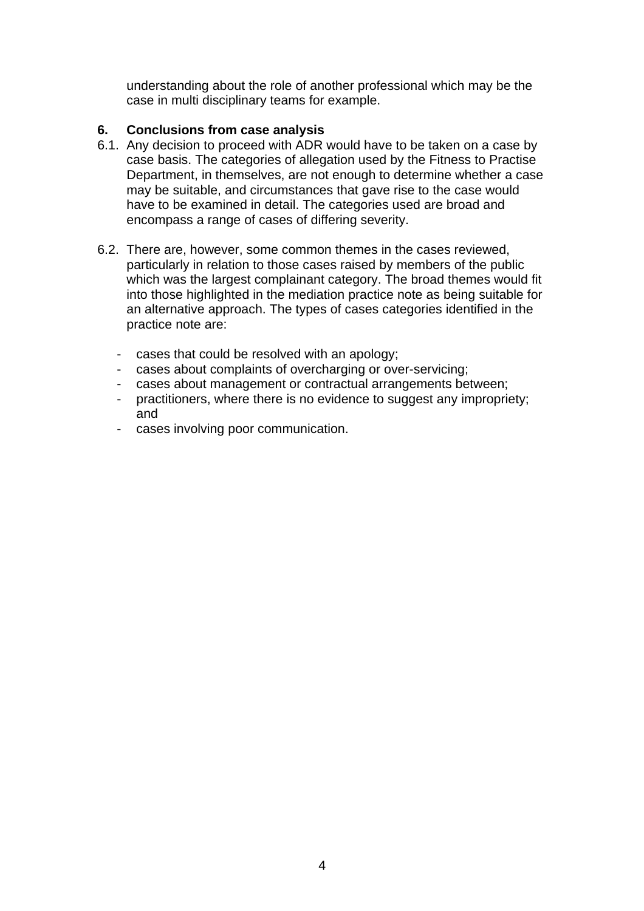understanding about the role of another professional which may be the case in multi disciplinary teams for example.

## 6. Conclusions from case analysis

6.1. Any decision to proceed with ADR would have to be taken on a case by case basis. The categories of allegation used by the Fitness to Practise Department, in themselves, are not enough to determine whether a case may be suitable, and circumstances that gave rise to the case would have to be examined in detail. The categories used are broad and encompass a range of cases of differing severity.

6.2. There are, however, some common themes in the cases reviewed, particularly in relation to those cases raised by members of the public which was the largest complainant category. The broad themes would fit into those highlighted in the mediation practice note as being suitable for an alternative approach. The types of cases categories identified in the practice note are:

- cases that could be resolved with an apology;
- cases about complaints of overcharging or over-servicing;
- cases about management or contractual arrangements between;
- practitioners, where there is no evidence to suggest any impropriety; and
- cases involving poor communication.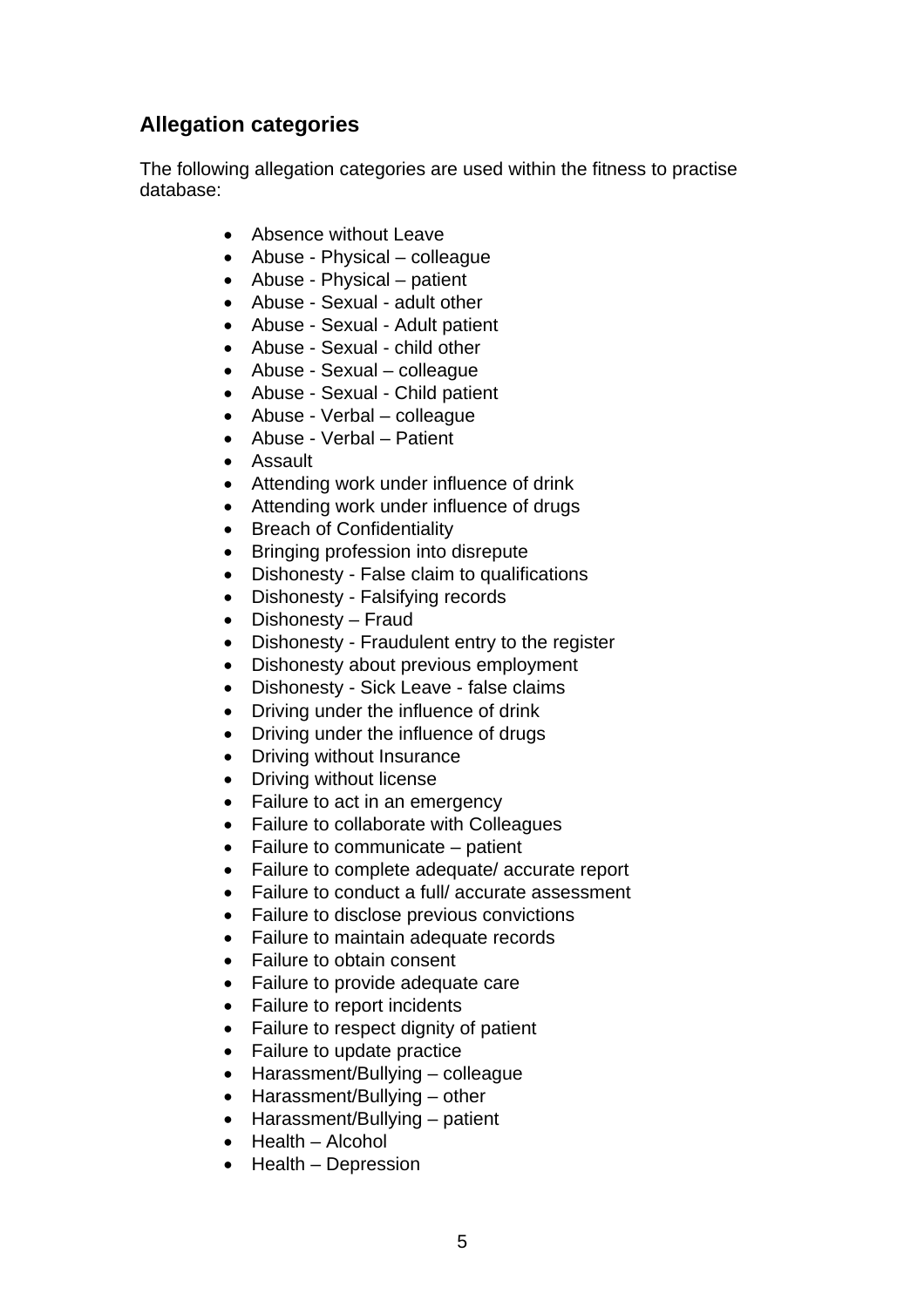## Allegation categories

The following allegation categories are used within the fitness to practise database:

- Absence without Leave
- Abuse - Physical – colleague
- Abuse - Physical – patient
- Abuse - Sexual - adult other
- Abuse - Sexual - Adult patient
- Abuse - Sexual - child other
- Abuse - Sexual – colleague
- Abuse - Sexual - Child patient
- Abuse - Verbal – colleague
- Abuse - Verbal – Patient
- Assault
- Attending work under influence of drink
- Attending work under influence of drugs
- Breach of Confidentiality
- Bringing profession into disrepute
- Dishonesty - False claim to qualifications
- Dishonesty - Falsifying records
- Dishonesty – Fraud
- Dishonesty - Fraudulent entry to the register
- Dishonesty about previous employment
- Dishonesty - Sick Leave - false claims
- Driving under the influence of drink
- Driving under the influence of drugs
- Driving without Insurance
- Driving without license
- Failure to act in an emergency
- Failure to collaborate with Colleagues
- Failure to communicate – patient
- Failure to complete adequate/ accurate report
- Failure to conduct a full/ accurate assessment
- Failure to disclose previous convictions
- Failure to maintain adequate records
- Failure to obtain consent
- Failure to provide adequate care
- Failure to report incidents
- Failure to respect dignity of patient
- Failure to update practice
- Harassment/Bullying – colleague
- Harassment/Bullying – other
- Harassment/Bullying – patient
- Health – Alcohol
- Health – Depression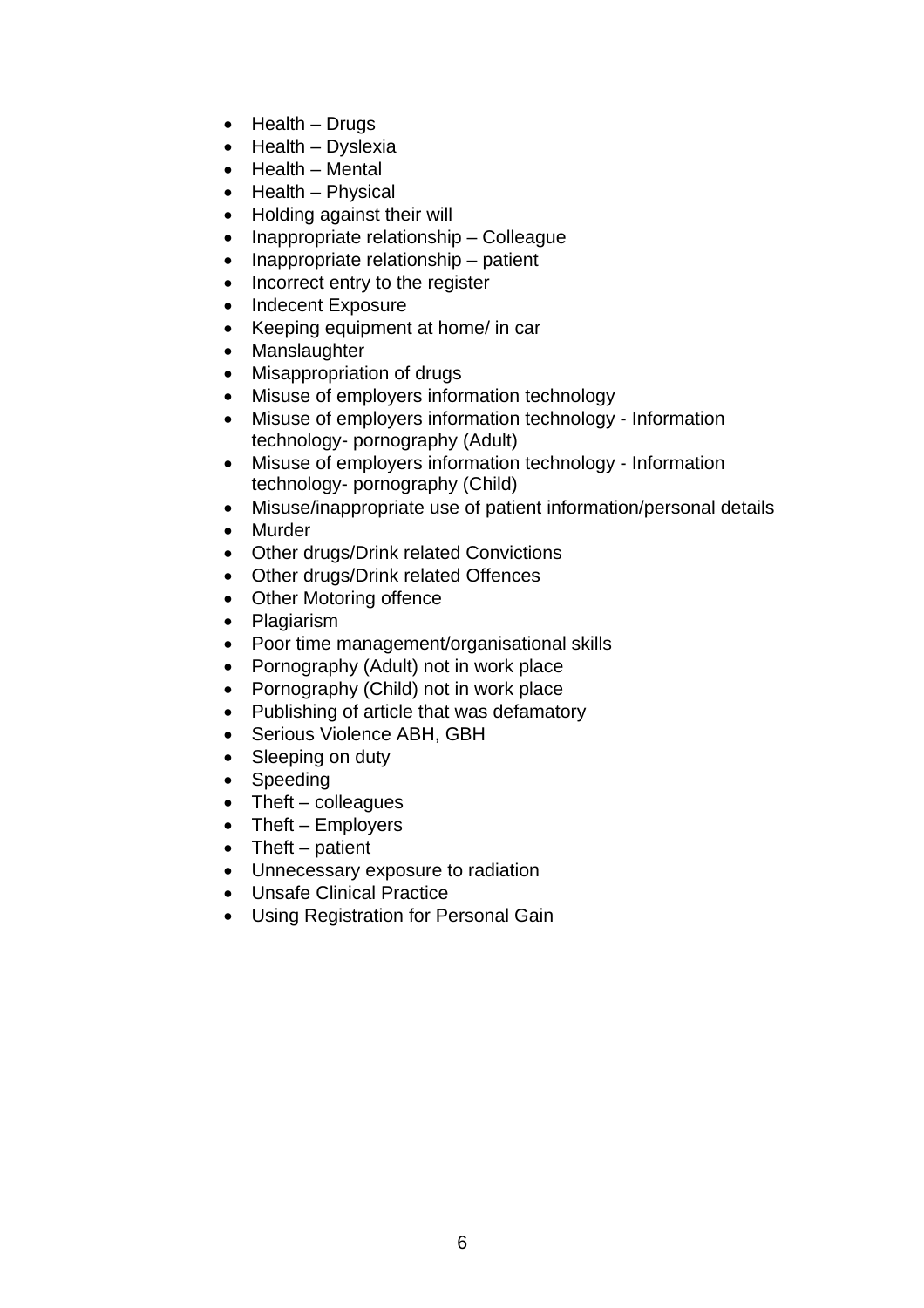- Health – Drugs
- Health – Dyslexia
- Health – Mental
- Health – Physical
- Holding against their will
- Inappropriate relationship – Colleague
- Inappropriate relationship – patient
- Incorrect entry to the register
- Indecent Exposure
- Keeping equipment at home/ in car
- Manslaughter
- Misappropriation of drugs
- Misuse of employers information technology
- Misuse of employers information technology - Information technology- pornography (Adult)
- Misuse of employers information technology - Information technology- pornography (Child)
- Misuse/inappropriate use of patient information/personal details
- Murder
- Other drugs/Drink related Convictions
- Other drugs/Drink related Offences
- Other Motoring offence
- Plagiarism
- Poor time management/organisational skills
- Pornography (Adult) not in work place
- Pornography (Child) not in work place
- Publishing of article that was defamatory
- Serious Violence ABH, GBH
- Sleeping on duty
- Speeding
- Theft – colleagues
- Theft – Employers
- Theft – patient
- Unnecessary exposure to radiation
- Unsafe Clinical Practice
- Using Registration for Personal Gain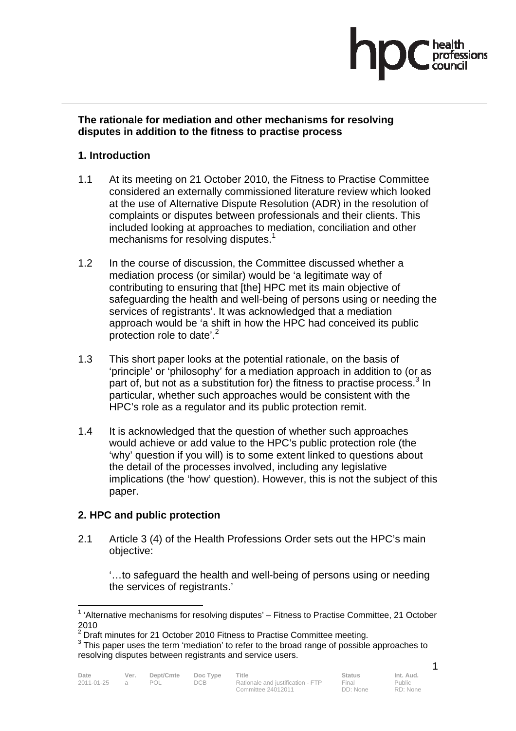**The rationale for mediation and other mechanisms for resolving disputes in addition to the fitness to practise process**

## 1. Introduction

1.1 At its meeting on 21 October 2010, the Fitness to Practise Committee considered an externally commissioned literature review which looked at the use of Alternative Dispute Resolution (ADR) in the resolution of complaints or disputes between professionals and their clients. This included looking at approaches to mediation, conciliation and other mechanisms for resolving disputes.[1]

1.2 In the course of discussion, the Committee discussed whether a mediation process (or similar) would be 'a legitimate way of contributing to ensuring that [the] HPC met its main objective of safeguarding the health and well-being of persons using or needing the services of registrants'. It was acknowledged that a mediation approach would be 'a shift in how the HPC had conceived its public protection role to date'.[2]

1.3 This short paper looks at the potential rationale, on the basis of 'principle' or 'philosophy' for a mediation approach in addition to (or as part of, but not as a substitution for) the fitness to practise process.[3] In particular, whether such approaches would be consistent with the HPC's role as a regulator and its public protection remit.

1.4 It is acknowledged that the question of whether such approaches would achieve or add value to the HPC's public protection role (the 'why' question if you will) is to some extent linked to questions about the detail of the processes involved, including any legislative implications (the 'how' question). However, this is not the subject of this paper.

## 2. HPC and public protection

2.1 Article 3 (4) of the Health Professions Order sets out the HPC's main objective:

'…to safeguard the health and well-being of persons using or needing the services of registrants.'

[1] 'Alternative mechanisms for resolving disputes' – Fitness to Practise Committee, 21 October 2010

[2] Draft minutes for 21 October 2010 Fitness to Practise Committee meeting.

[3] This paper uses the term 'mediation' to refer to the broad range of possible approaches to resolving disputes between registrants and service users.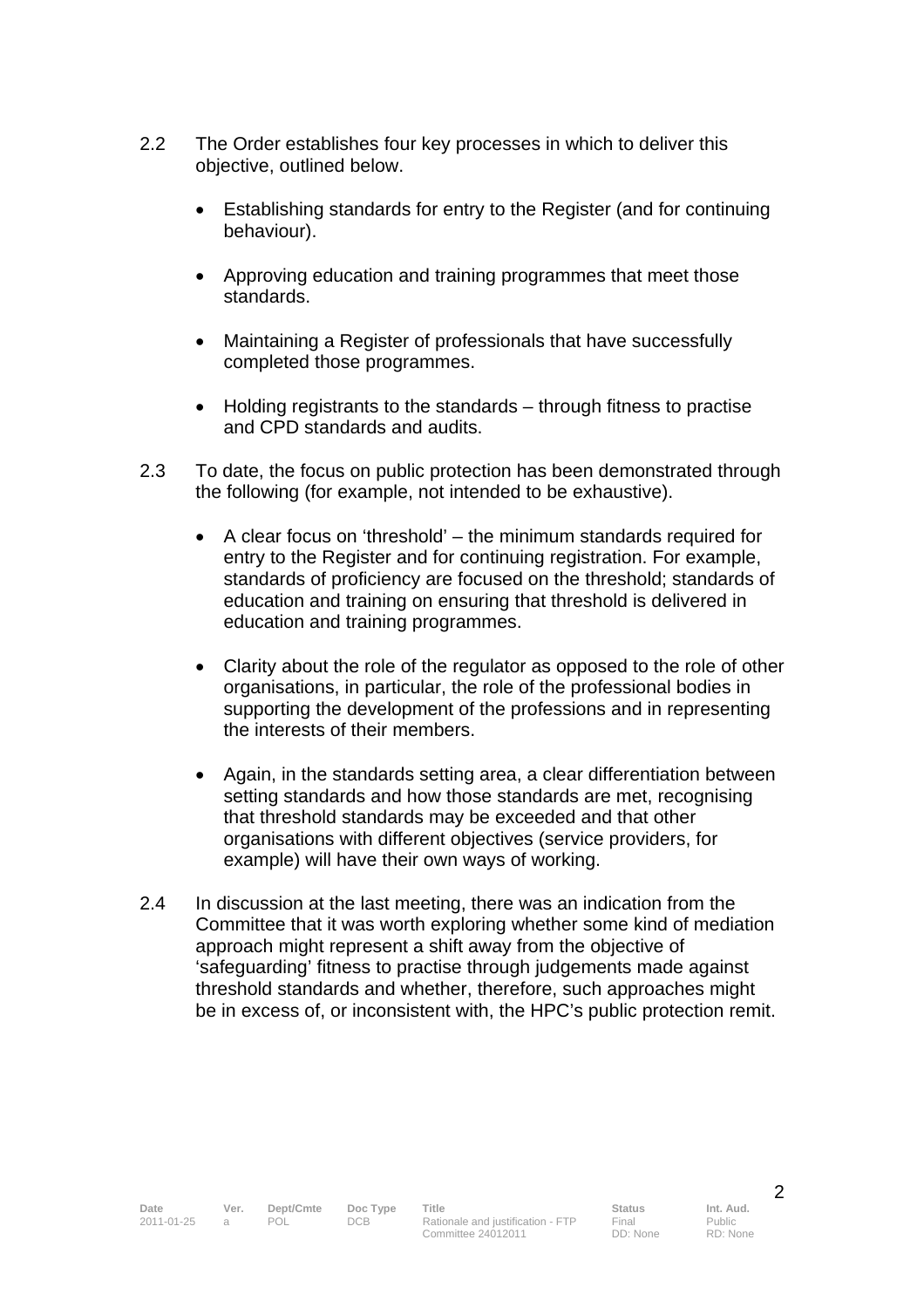2.2 The Order establishes four key processes in which to deliver this objective, outlined below.

- Establishing standards for entry to the Register (and for continuing behaviour).
- Approving education and training programmes that meet those standards.
- Maintaining a Register of professionals that have successfully completed those programmes.
- Holding registrants to the standards – through fitness to practise and CPD standards and audits.

2.3 To date, the focus on public protection has been demonstrated through the following (for example, not intended to be exhaustive).

- A clear focus on 'threshold' – the minimum standards required for entry to the Register and for continuing registration. For example, standards of proficiency are focused on the threshold; standards of education and training on ensuring that threshold is delivered in education and training programmes.
- Clarity about the role of the regulator as opposed to the role of other organisations, in particular, the role of the professional bodies in supporting the development of the professions and in representing the interests of their members.
- Again, in the standards setting area, a clear differentiation between setting standards and how those standards are met, recognising that threshold standards may be exceeded and that other organisations with different objectives (service providers, for example) will have their own ways of working.

2.4 In discussion at the last meeting, there was an indication from the Committee that it was worth exploring whether some kind of mediation approach might represent a shift away from the objective of 'safeguarding' fitness to practise through judgements made against threshold standards and whether, therefore, such approaches might be in excess of, or inconsistent with, the HPC's public protection remit.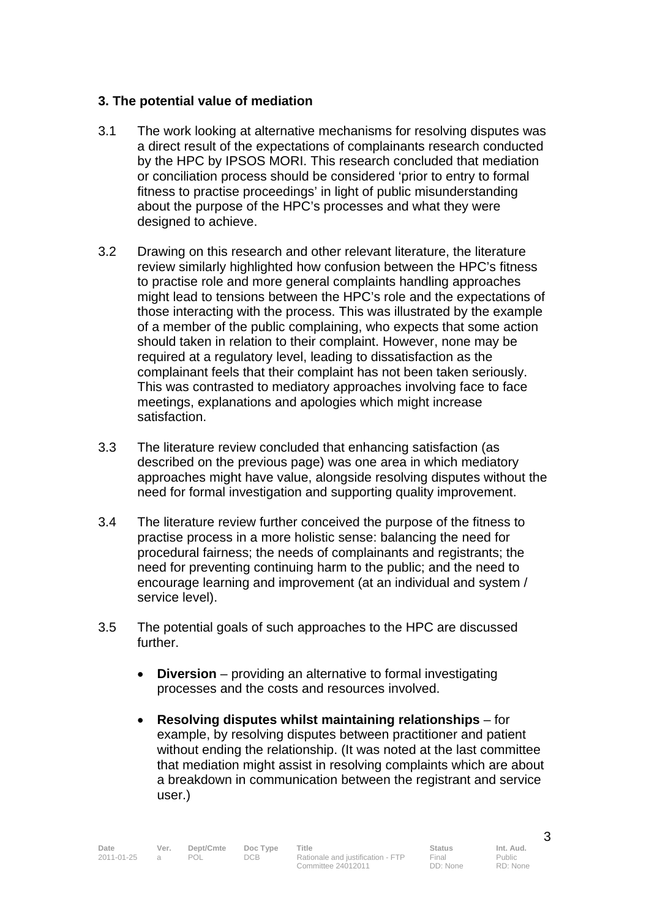### 3. The potential value of mediation

3.1 The work looking at alternative mechanisms for resolving disputes was a direct result of the expectations of complainants research conducted by the HPC by IPSOS MORI. This research concluded that mediation or conciliation process should be considered 'prior to entry to formal fitness to practise proceedings' in light of public misunderstanding about the purpose of the HPC's processes and what they were designed to achieve.

3.2 Drawing on this research and other relevant literature, the literature review similarly highlighted how confusion between the HPC's fitness to practise role and more general complaints handling approaches might lead to tensions between the HPC's role and the expectations of those interacting with the process. This was illustrated by the example of a member of the public complaining, who expects that some action should taken in relation to their complaint. However, none may be required at a regulatory level, leading to dissatisfaction as the complainant feels that their complaint has not been taken seriously. This was contrasted to mediatory approaches involving face to face meetings, explanations and apologies which might increase satisfaction.

3.3 The literature review concluded that enhancing satisfaction (as described on the previous page) was one area in which mediatory approaches might have value, alongside resolving disputes without the need for formal investigation and supporting quality improvement.

3.4 The literature review further conceived the purpose of the fitness to practise process in a more holistic sense: balancing the need for procedural fairness; the needs of complainants and registrants; the need for preventing continuing harm to the public; and the need to encourage learning and improvement (at an individual and system / service level).

3.5 The potential goals of such approaches to the HPC are discussed further.

- **Diversion** – providing an alternative to formal investigating processes and the costs and resources involved.

- **Resolving disputes whilst maintaining relationships** – for example, by resolving disputes between practitioner and patient without ending the relationship. (It was noted at the last committee that mediation might assist in resolving complaints which are about a breakdown in communication between the registrant and service user.)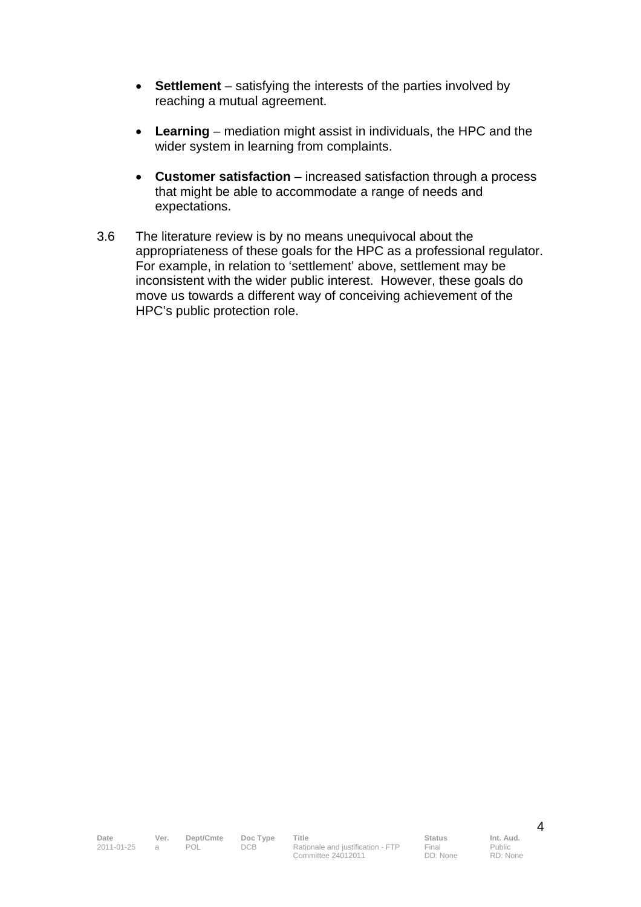- **Settlement** – satisfying the interests of the parties involved by reaching a mutual agreement.

- **Learning** – mediation might assist in individuals, the HPC and the wider system in learning from complaints.

- **Customer satisfaction** – increased satisfaction through a process that might be able to accommodate a range of needs and expectations.

3.6 The literature review is by no means unequivocal about the appropriateness of these goals for the HPC as a professional regulator. For example, in relation to 'settlement' above, settlement may be inconsistent with the wider public interest. However, these goals do move us towards a different way of conceiving achievement of the HPC's public protection role.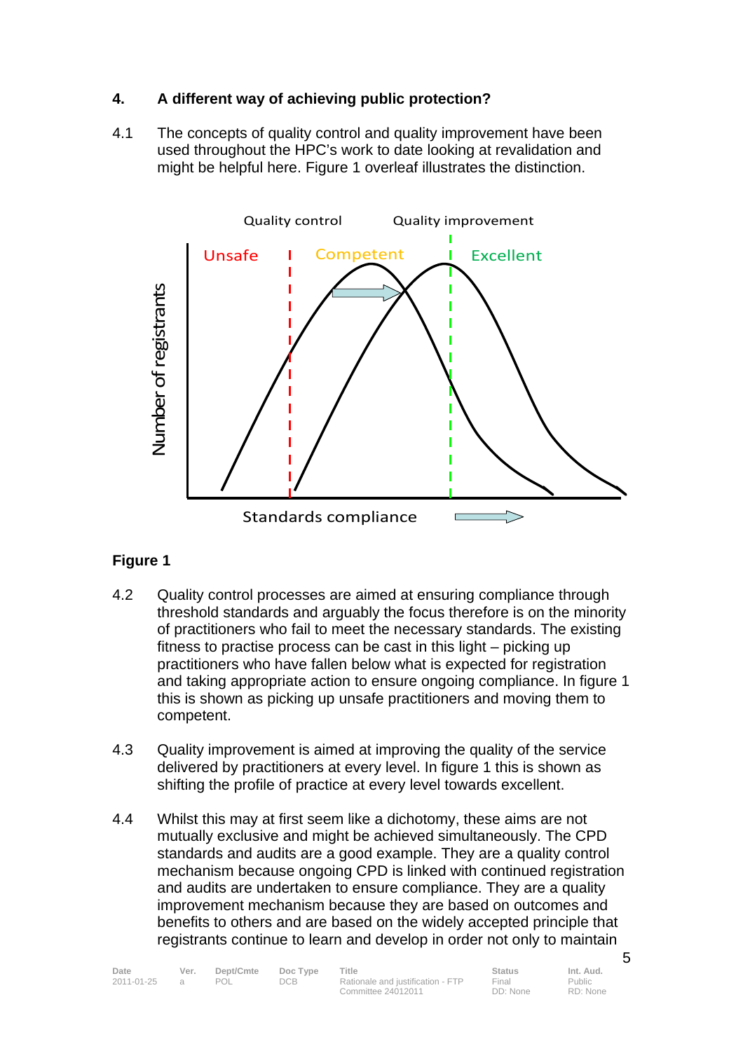## 4. A different way of achieving public protection?

4.1 The concepts of quality control and quality improvement have been used throughout the HPC's work to date looking at revalidation and might be helpful here. Figure 1 overleaf illustrates the distinction.

**Figure 1**

4.2 Quality control processes are aimed at ensuring compliance through threshold standards and arguably the focus therefore is on the minority of practitioners who fail to meet the necessary standards. The existing fitness to practise process can be cast in this light – picking up practitioners who have fallen below what is expected for registration and taking appropriate action to ensure ongoing compliance. In figure 1 this is shown as picking up unsafe practitioners and moving them to competent.

4.3 Quality improvement is aimed at improving the quality of the service delivered by practitioners at every level. In figure 1 this is shown as shifting the profile of practice at every level towards excellent.

4.4 Whilst this may at first seem like a dichotomy, these aims are not mutually exclusive and might be achieved simultaneously. The CPD standards and audits are a good example. They are a quality control mechanism because ongoing CPD is linked with continued registration and audits are undertaken to ensure compliance. They are a quality improvement mechanism because they are based on outcomes and benefits to others and are based on the widely accepted principle that registrants continue to learn and develop in order not only to maintain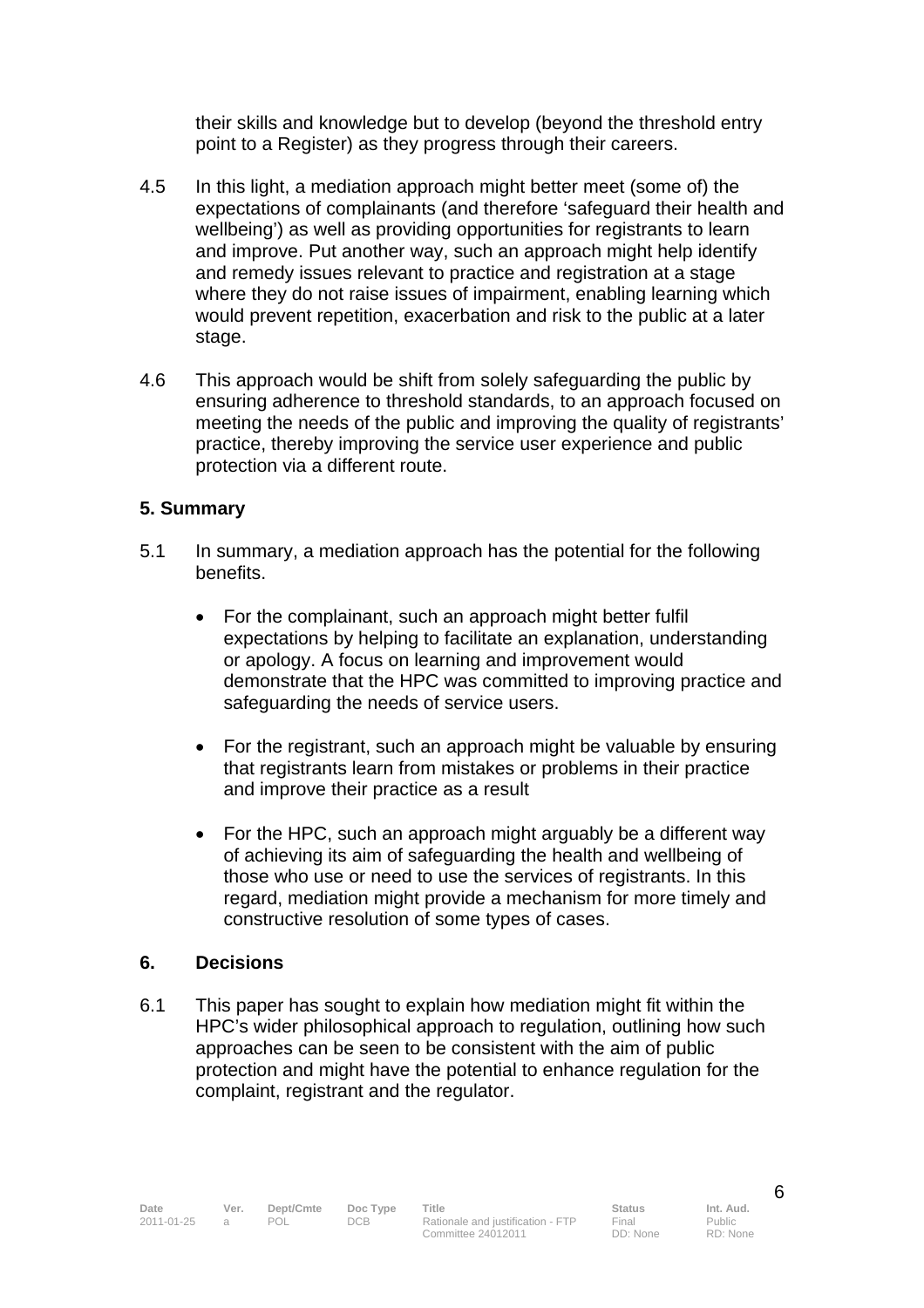their skills and knowledge but to develop (beyond the threshold entry point to a Register) as they progress through their careers.

4.5 In this light, a mediation approach might better meet (some of) the expectations of complainants (and therefore 'safeguard their health and wellbeing') as well as providing opportunities for registrants to learn and improve. Put another way, such an approach might help identify and remedy issues relevant to practice and registration at a stage where they do not raise issues of impairment, enabling learning which would prevent repetition, exacerbation and risk to the public at a later stage.

4.6 This approach would be shift from solely safeguarding the public by ensuring adherence to threshold standards, to an approach focused on meeting the needs of the public and improving the quality of registrants' practice, thereby improving the service user experience and public protection via a different route.

## 5. Summary

5.1 In summary, a mediation approach has the potential for the following benefits.

- For the complainant, such an approach might better fulfil expectations by helping to facilitate an explanation, understanding or apology. A focus on learning and improvement would demonstrate that the HPC was committed to improving practice and safeguarding the needs of service users.

- For the registrant, such an approach might be valuable by ensuring that registrants learn from mistakes or problems in their practice and improve their practice as a result

- For the HPC, such an approach might arguably be a different way of achieving its aim of safeguarding the health and wellbeing of those who use or need to use the services of registrants. In this regard, mediation might provide a mechanism for more timely and constructive resolution of some types of cases.

## 6. Decisions

6.1 This paper has sought to explain how mediation might fit within the HPC's wider philosophical approach to regulation, outlining how such approaches can be seen to be consistent with the aim of public protection and might have the potential to enhance regulation for the complaint, registrant and the regulator.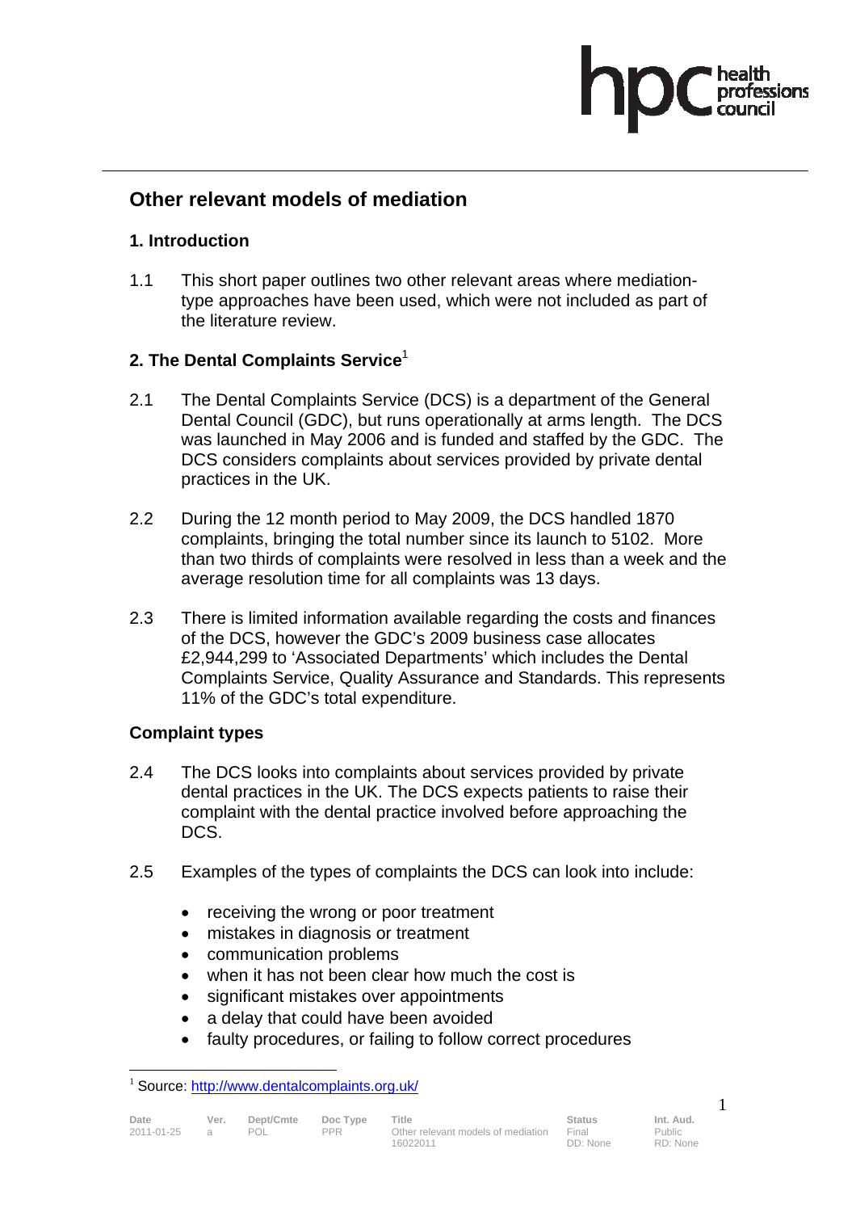# Other relevant models of mediation

## 1. Introduction

1.1 This short paper outlines two other relevant areas where mediation-type approaches have been used, which were not included as part of the literature review.

## 2. The Dental Complaints Service[1]

2.1 The Dental Complaints Service (DCS) is a department of the General Dental Council (GDC), but runs operationally at arms length. The DCS was launched in May 2006 and is funded and staffed by the GDC. The DCS considers complaints about services provided by private dental practices in the UK.

2.2 During the 12 month period to May 2009, the DCS handled 1870 complaints, bringing the total number since its launch to 5102. More than two thirds of complaints were resolved in less than a week and the average resolution time for all complaints was 13 days.

2.3 There is limited information available regarding the costs and finances of the DCS, however the GDC's 2009 business case allocates £2,944,299 to 'Associated Departments' which includes the Dental Complaints Service, Quality Assurance and Standards. This represents 11% of the GDC's total expenditure.

### Complaint types

2.4 The DCS looks into complaints about services provided by private dental practices in the UK. The DCS expects patients to raise their complaint with the dental practice involved before approaching the DCS.

2.5 Examples of the types of complaints the DCS can look into include:

- receiving the wrong or poor treatment
- mistakes in diagnosis or treatment
- communication problems
- when it has not been clear how much the cost is
- significant mistakes over appointments
- a delay that could have been avoided
- faulty procedures, or failing to follow correct procedures

---

[1] Source: http://www.dentalcomplaints.org.uk/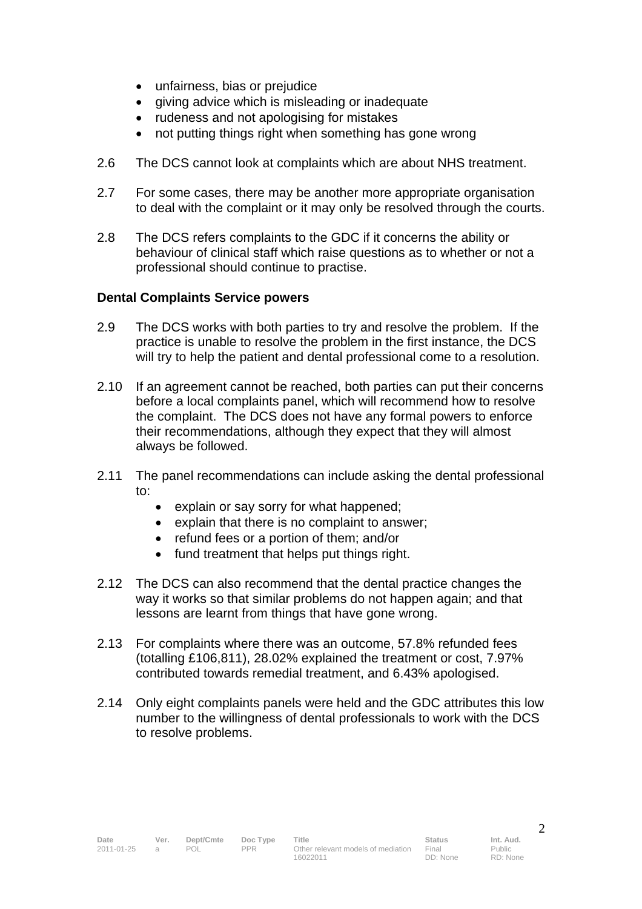- unfairness, bias or prejudice
- giving advice which is misleading or inadequate
- rudeness and not apologising for mistakes
- not putting things right when something has gone wrong

2.6 The DCS cannot look at complaints which are about NHS treatment.

2.7 For some cases, there may be another more appropriate organisation to deal with the complaint or it may only be resolved through the courts.

2.8 The DCS refers complaints to the GDC if it concerns the ability or behaviour of clinical staff which raise questions as to whether or not a professional should continue to practise.

**Dental Complaints Service powers**

2.9 The DCS works with both parties to try and resolve the problem. If the practice is unable to resolve the problem in the first instance, the DCS will try to help the patient and dental professional come to a resolution.

2.10 If an agreement cannot be reached, both parties can put their concerns before a local complaints panel, which will recommend how to resolve the complaint. The DCS does not have any formal powers to enforce their recommendations, although they expect that they will almost always be followed.

2.11 The panel recommendations can include asking the dental professional to:

- explain or say sorry for what happened;
- explain that there is no complaint to answer;
- refund fees or a portion of them; and/or
- fund treatment that helps put things right.

2.12 The DCS can also recommend that the dental practice changes the way it works so that similar problems do not happen again; and that lessons are learnt from things that have gone wrong.

2.13 For complaints where there was an outcome, 57.8% refunded fees (totalling £106,811), 28.02% explained the treatment or cost, 7.97% contributed towards remedial treatment, and 6.43% apologised.

2.14 Only eight complaints panels were held and the GDC attributes this low number to the willingness of dental professionals to work with the DCS to resolve problems.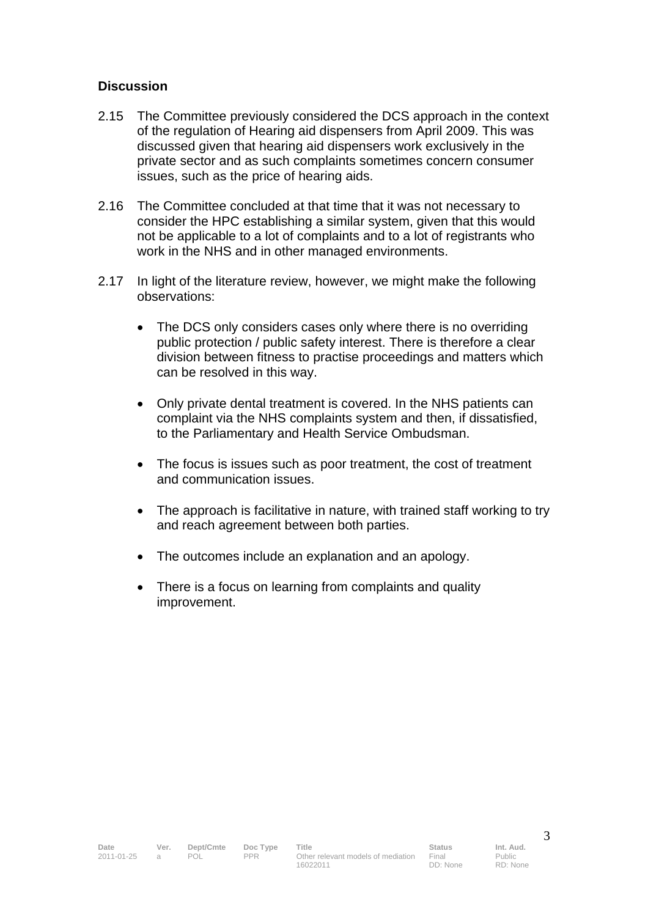## Discussion

2.15 The Committee previously considered the DCS approach in the context of the regulation of Hearing aid dispensers from April 2009. This was discussed given that hearing aid dispensers work exclusively in the private sector and as such complaints sometimes concern consumer issues, such as the price of hearing aids.

2.16 The Committee concluded at that time that it was not necessary to consider the HPC establishing a similar system, given that this would not be applicable to a lot of complaints and to a lot of registrants who work in the NHS and in other managed environments.

2.17 In light of the literature review, however, we might make the following observations:

- The DCS only considers cases only where there is no overriding public protection / public safety interest. There is therefore a clear division between fitness to practise proceedings and matters which can be resolved in this way.

- Only private dental treatment is covered. In the NHS patients can complaint via the NHS complaints system and then, if dissatisfied, to the Parliamentary and Health Service Ombudsman.

- The focus is issues such as poor treatment, the cost of treatment and communication issues.

- The approach is facilitative in nature, with trained staff working to try and reach agreement between both parties.

- The outcomes include an explanation and an apology.

- There is a focus on learning from complaints and quality improvement.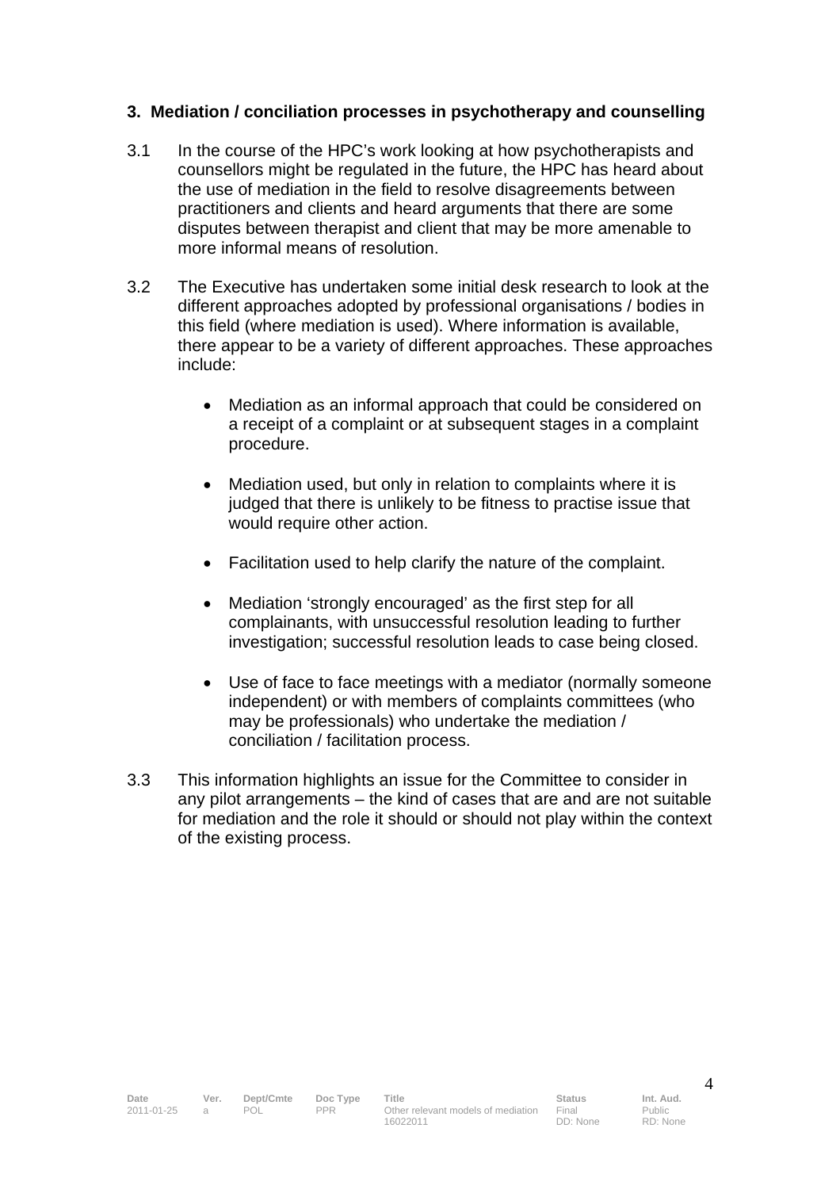### 3. Mediation / conciliation processes in psychotherapy and counselling

3.1 In the course of the HPC's work looking at how psychotherapists and counsellors might be regulated in the future, the HPC has heard about the use of mediation in the field to resolve disagreements between practitioners and clients and heard arguments that there are some disputes between therapist and client that may be more amenable to more informal means of resolution.

3.2 The Executive has undertaken some initial desk research to look at the different approaches adopted by professional organisations / bodies in this field (where mediation is used). Where information is available, there appear to be a variety of different approaches. These approaches include:

- Mediation as an informal approach that could be considered on a receipt of a complaint or at subsequent stages in a complaint procedure.
- Mediation used, but only in relation to complaints where it is judged that there is unlikely to be fitness to practise issue that would require other action.
- Facilitation used to help clarify the nature of the complaint.
- Mediation 'strongly encouraged' as the first step for all complainants, with unsuccessful resolution leading to further investigation; successful resolution leads to case being closed.
- Use of face to face meetings with a mediator (normally someone independent) or with members of complaints committees (who may be professionals) who undertake the mediation / conciliation / facilitation process.

3.3 This information highlights an issue for the Committee to consider in any pilot arrangements – the kind of cases that are and are not suitable for mediation and the role it should or should not play within the context of the existing process.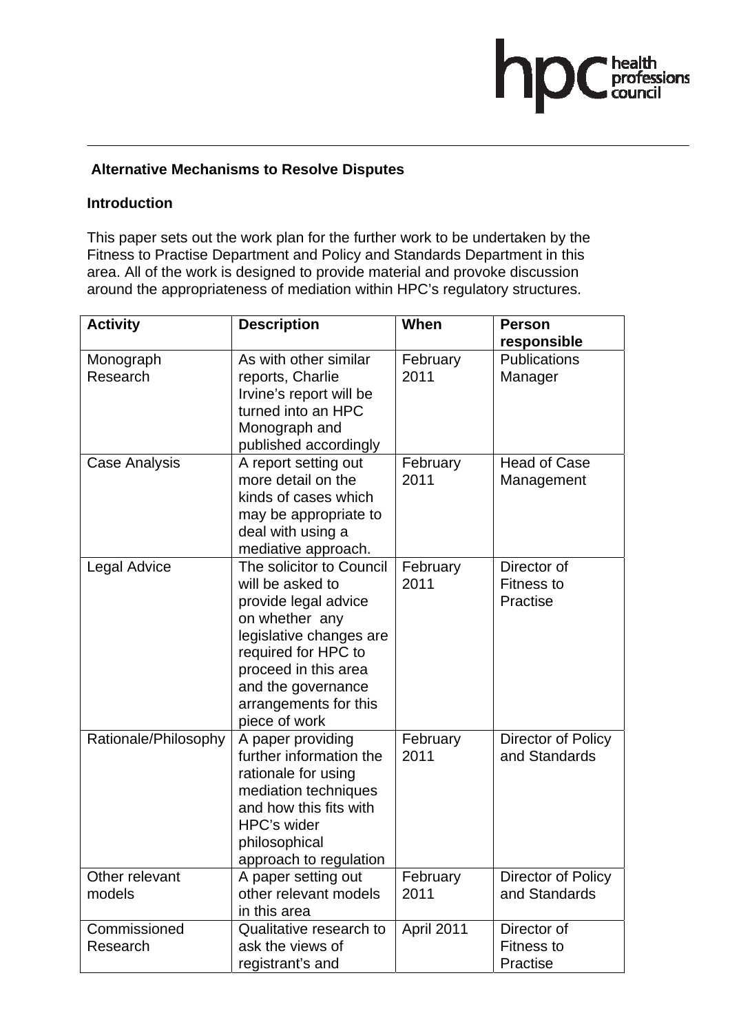## Alternative Mechanisms to Resolve Disputes

### Introduction

This paper sets out the work plan for the further work to be undertaken by the Fitness to Practise Department and Policy and Standards Department in this area. All of the work is designed to provide material and provoke discussion around the appropriateness of mediation within HPC's regulatory structures.

| Activity | Description | When | Person responsible |
|---|---|---|---|
| Monograph Research | As with other similar reports, Charlie Irvine's report will be turned into an HPC Monograph and published accordingly | February 2011 | Publications Manager |
| Case Analysis | A report setting out more detail on the kinds of cases which may be appropriate to deal with using a mediative approach. | February 2011 | Head of Case Management |
| Legal Advice | The solicitor to Council will be asked to provide legal advice on whether any legislative changes are required for HPC to proceed in this area and the governance arrangements for this piece of work | February 2011 | Director of Fitness to Practise |
| Rationale/Philosophy | A paper providing further information the rationale for using mediation techniques and how this fits with HPC's wider philosophical approach to regulation | February 2011 | Director of Policy and Standards |
| Other relevant models | A paper setting out other relevant models in this area | February 2011 | Director of Policy and Standards |
| Commissioned Research | Qualitative research to ask the views of registrant's and | April 2011 | Director of Fitness to Practise |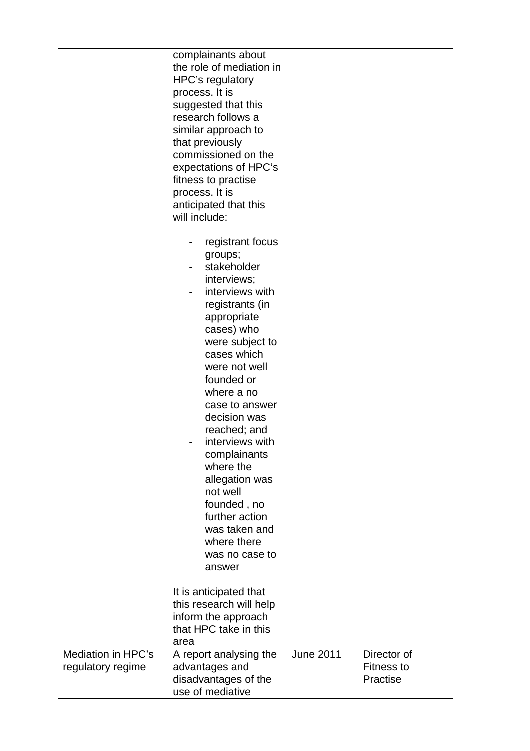| | | | |
|---|---|---|---|
| | complainants about the role of mediation in HPC's regulatory process. It is suggested that this research follows a similar approach to that previously commissioned on the expectations of HPC's fitness to practise process. It is anticipated that this will include:<br><br>- registrant focus groups;<br>- stakeholder interviews;<br>- interviews with registrants (in appropriate cases) who were subject to cases which were not well founded or where a no case to answer decision was reached; and<br>- interviews with complainants where the allegation was not well founded , no further action was taken and where there was no case to answer<br><br>It is anticipated that this research will help inform the approach that HPC take in this area | | |
| Mediation in HPC's regulatory regime | A report analysing the advantages and disadvantages of the use of mediative | June 2011 | Director of Fitness to Practise |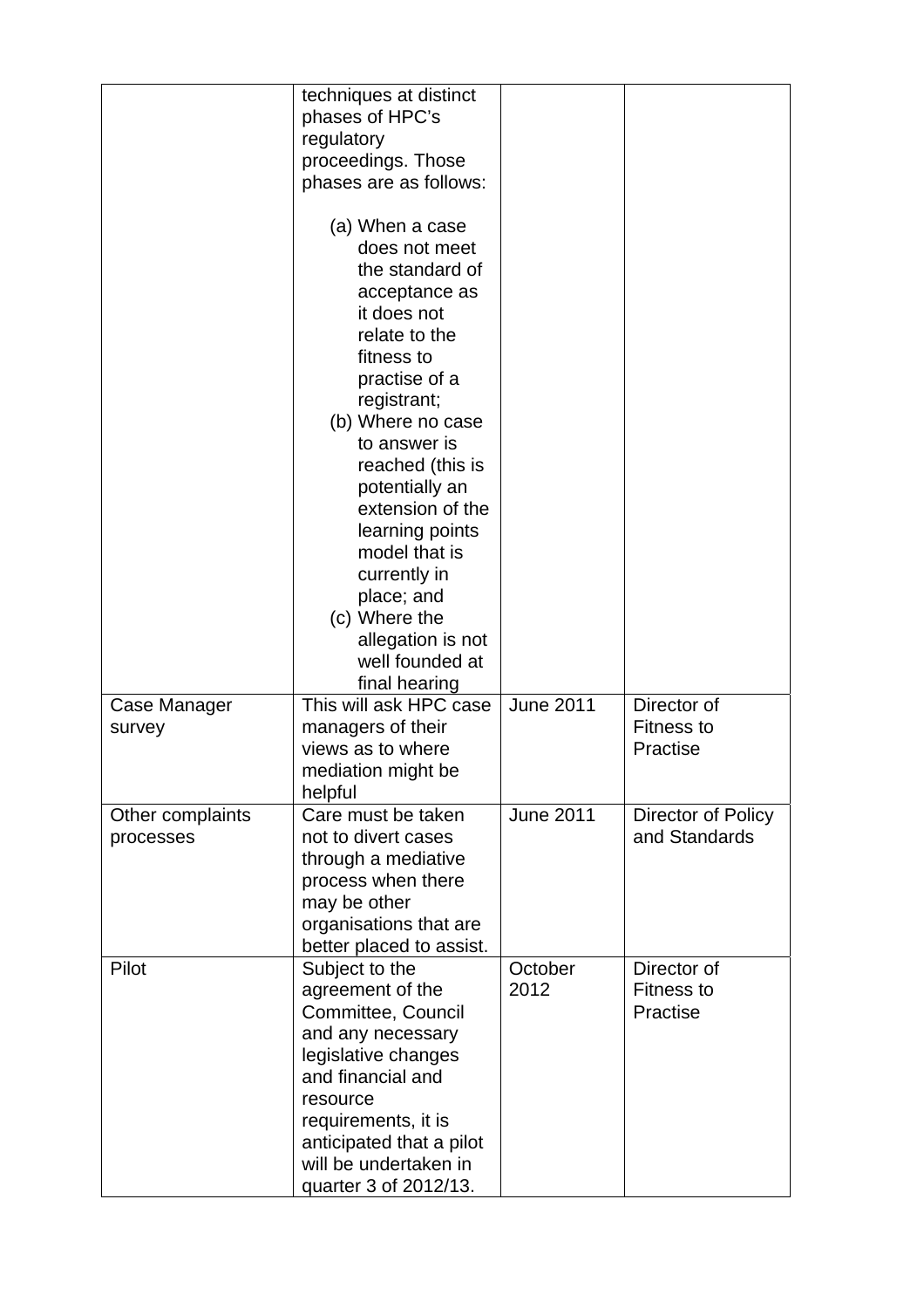| | | | |
|---|---|---|---|
| | techniques at distinct phases of HPC's regulatory proceedings. Those phases are as follows:<br><br>(a) When a case does not meet the standard of acceptance as it does not relate to the fitness to practise of a registrant;<br>(b) Where no case to answer is reached (this is potentially an extension of the learning points model that is currently in place; and<br>(c) Where the allegation is not well founded at final hearing | | |
| Case Manager survey | This will ask HPC case managers of their views as to where mediation might be helpful | June 2011 | Director of Fitness to Practise |
| Other complaints processes | Care must be taken not to divert cases through a mediative process when there may be other organisations that are better placed to assist. | June 2011 | Director of Policy and Standards |
| Pilot | Subject to the agreement of the Committee, Council and any necessary legislative changes and financial and resource requirements, it is anticipated that a pilot will be undertaken in quarter 3 of 2012/13. | October 2012 | Director of Fitness to Practise |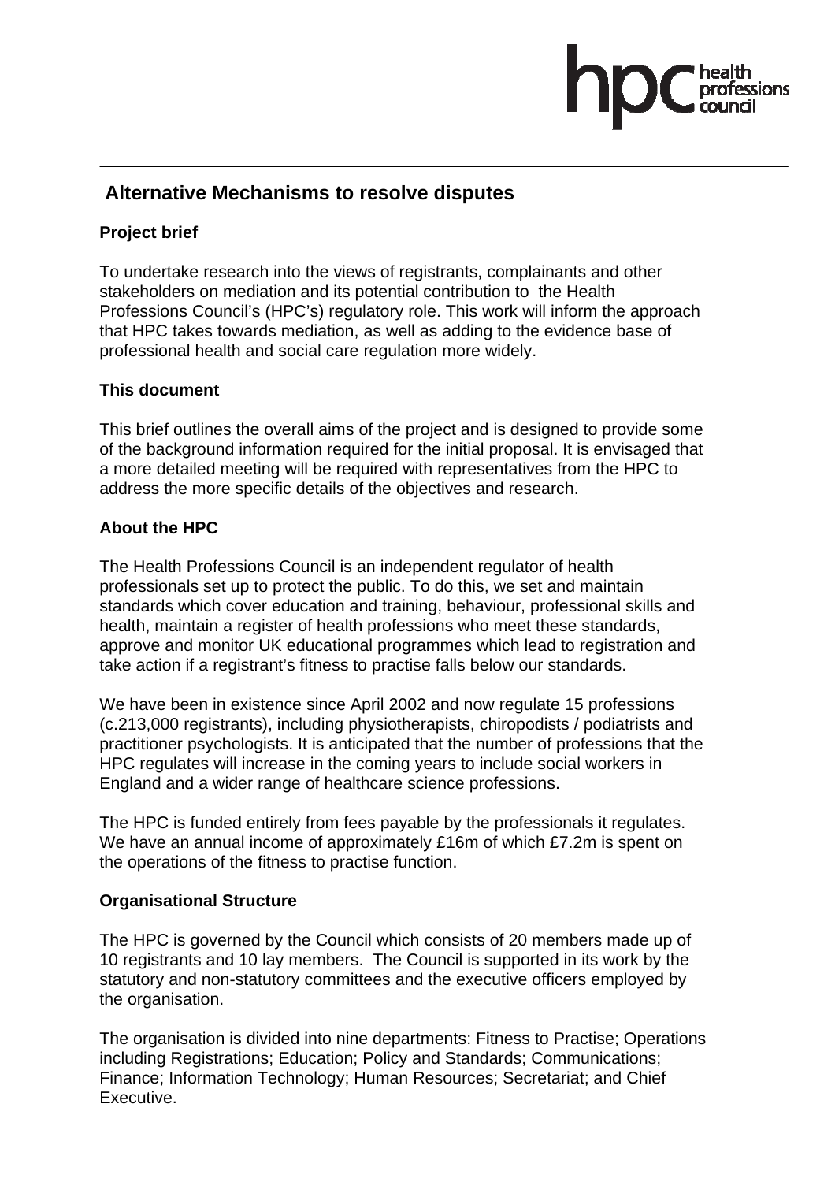## Alternative Mechanisms to resolve disputes

### Project brief

To undertake research into the views of registrants, complainants and other stakeholders on mediation and its potential contribution to the Health Professions Council's (HPC's) regulatory role. This work will inform the approach that HPC takes towards mediation, as well as adding to the evidence base of professional health and social care regulation more widely.

### This document

This brief outlines the overall aims of the project and is designed to provide some of the background information required for the initial proposal. It is envisaged that a more detailed meeting will be required with representatives from the HPC to address the more specific details of the objectives and research.

### About the HPC

The Health Professions Council is an independent regulator of health professionals set up to protect the public. To do this, we set and maintain standards which cover education and training, behaviour, professional skills and health, maintain a register of health professions who meet these standards, approve and monitor UK educational programmes which lead to registration and take action if a registrant's fitness to practise falls below our standards.

We have been in existence since April 2002 and now regulate 15 professions (c.213,000 registrants), including physiotherapists, chiropodists / podiatrists and practitioner psychologists. It is anticipated that the number of professions that the HPC regulates will increase in the coming years to include social workers in England and a wider range of healthcare science professions.

The HPC is funded entirely from fees payable by the professionals it regulates. We have an annual income of approximately £16m of which £7.2m is spent on the operations of the fitness to practise function.

### Organisational Structure

The HPC is governed by the Council which consists of 20 members made up of 10 registrants and 10 lay members. The Council is supported in its work by the statutory and non-statutory committees and the executive officers employed by the organisation.

The organisation is divided into nine departments: Fitness to Practise; Operations including Registrations; Education; Policy and Standards; Communications; Finance; Information Technology; Human Resources; Secretariat; and Chief Executive.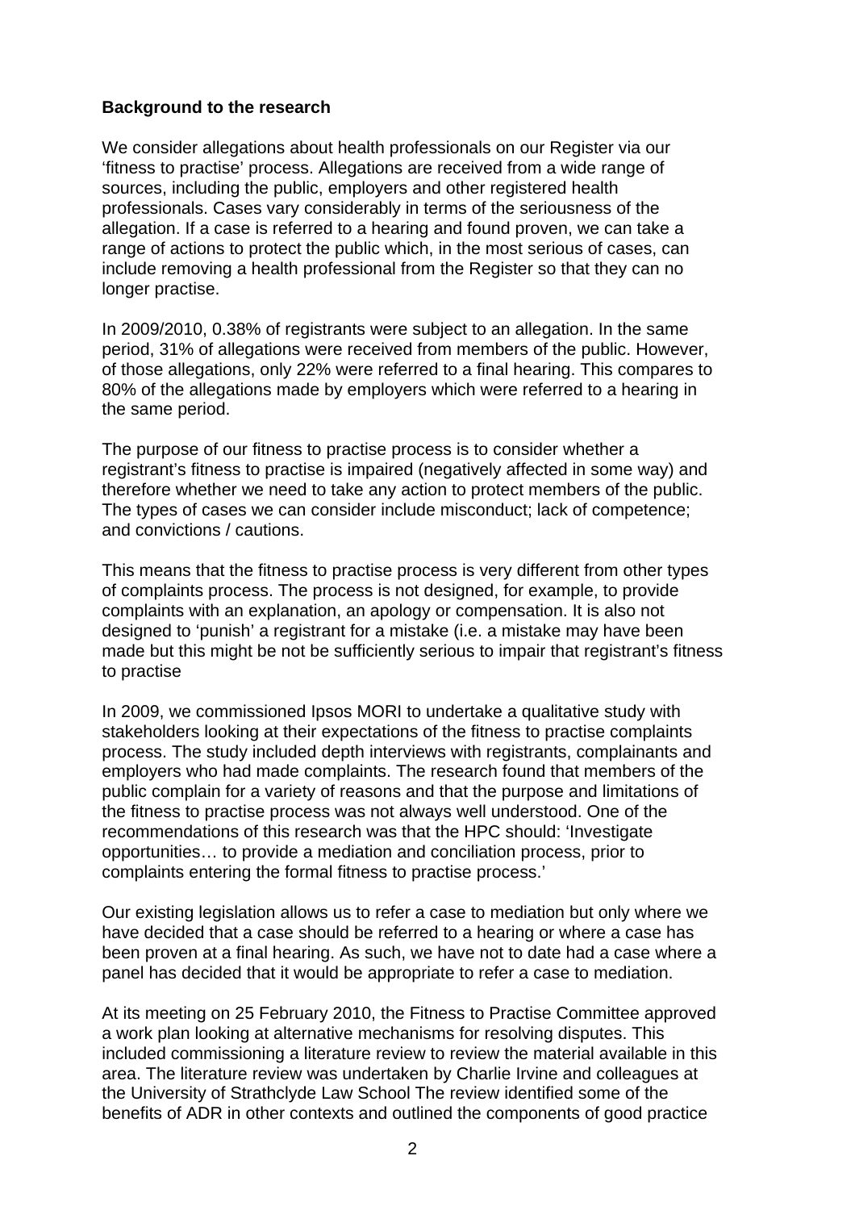**Background to the research**

We consider allegations about health professionals on our Register via our 'fitness to practise' process. Allegations are received from a wide range of sources, including the public, employers and other registered health professionals. Cases vary considerably in terms of the seriousness of the allegation. If a case is referred to a hearing and found proven, we can take a range of actions to protect the public which, in the most serious of cases, can include removing a health professional from the Register so that they can no longer practise.

In 2009/2010, 0.38% of registrants were subject to an allegation. In the same period, 31% of allegations were received from members of the public. However, of those allegations, only 22% were referred to a final hearing. This compares to 80% of the allegations made by employers which were referred to a hearing in the same period.

The purpose of our fitness to practise process is to consider whether a registrant's fitness to practise is impaired (negatively affected in some way) and therefore whether we need to take any action to protect members of the public. The types of cases we can consider include misconduct; lack of competence; and convictions / cautions.

This means that the fitness to practise process is very different from other types of complaints process. The process is not designed, for example, to provide complaints with an explanation, an apology or compensation. It is also not designed to 'punish' a registrant for a mistake (i.e. a mistake may have been made but this might be not be sufficiently serious to impair that registrant's fitness to practise

In 2009, we commissioned Ipsos MORI to undertake a qualitative study with stakeholders looking at their expectations of the fitness to practise complaints process. The study included depth interviews with registrants, complainants and employers who had made complaints. The research found that members of the public complain for a variety of reasons and that the purpose and limitations of the fitness to practise process was not always well understood. One of the recommendations of this research was that the HPC should: 'Investigate opportunities… to provide a mediation and conciliation process, prior to complaints entering the formal fitness to practise process.'

Our existing legislation allows us to refer a case to mediation but only where we have decided that a case should be referred to a hearing or where a case has been proven at a final hearing. As such, we have not to date had a case where a panel has decided that it would be appropriate to refer a case to mediation.

At its meeting on 25 February 2010, the Fitness to Practise Committee approved a work plan looking at alternative mechanisms for resolving disputes. This included commissioning a literature review to review the material available in this area. The literature review was undertaken by Charlie Irvine and colleagues at the University of Strathclyde Law School The review identified some of the benefits of ADR in other contexts and outlined the components of good practice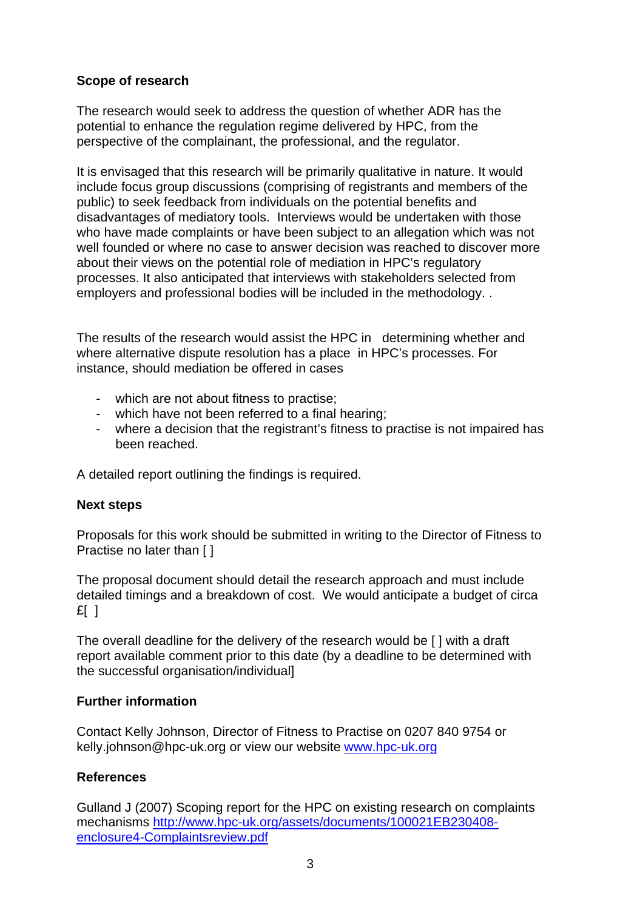**Scope of research**

The research would seek to address the question of whether ADR has the potential to enhance the regulation regime delivered by HPC, from the perspective of the complainant, the professional, and the regulator.

It is envisaged that this research will be primarily qualitative in nature. It would include focus group discussions (comprising of registrants and members of the public) to seek feedback from individuals on the potential benefits and disadvantages of mediatory tools. Interviews would be undertaken with those who have made complaints or have been subject to an allegation which was not well founded or where no case to answer decision was reached to discover more about their views on the potential role of mediation in HPC's regulatory processes. It also anticipated that interviews with stakeholders selected from employers and professional bodies will be included in the methodology. .

The results of the research would assist the HPC in determining whether and where alternative dispute resolution has a place in HPC's processes. For instance, should mediation be offered in cases

- which are not about fitness to practise;
- which have not been referred to a final hearing;
- where a decision that the registrant's fitness to practise is not impaired has been reached.

A detailed report outlining the findings is required.

**Next steps**

Proposals for this work should be submitted in writing to the Director of Fitness to Practise no later than [ ]

The proposal document should detail the research approach and must include detailed timings and a breakdown of cost. We would anticipate a budget of circa £[ ]

The overall deadline for the delivery of the research would be [ ] with a draft report available comment prior to this date (by a deadline to be determined with the successful organisation/individual]

**Further information**

Contact Kelly Johnson, Director of Fitness to Practise on 0207 840 9754 or kelly.johnson@hpc-uk.org or view our website www.hpc-uk.org

**References**

Gulland J (2007) Scoping report for the HPC on existing research on complaints mechanisms http://www.hpc-uk.org/assets/documents/100021EB230408-enclosure4-Complaintsreview.pdf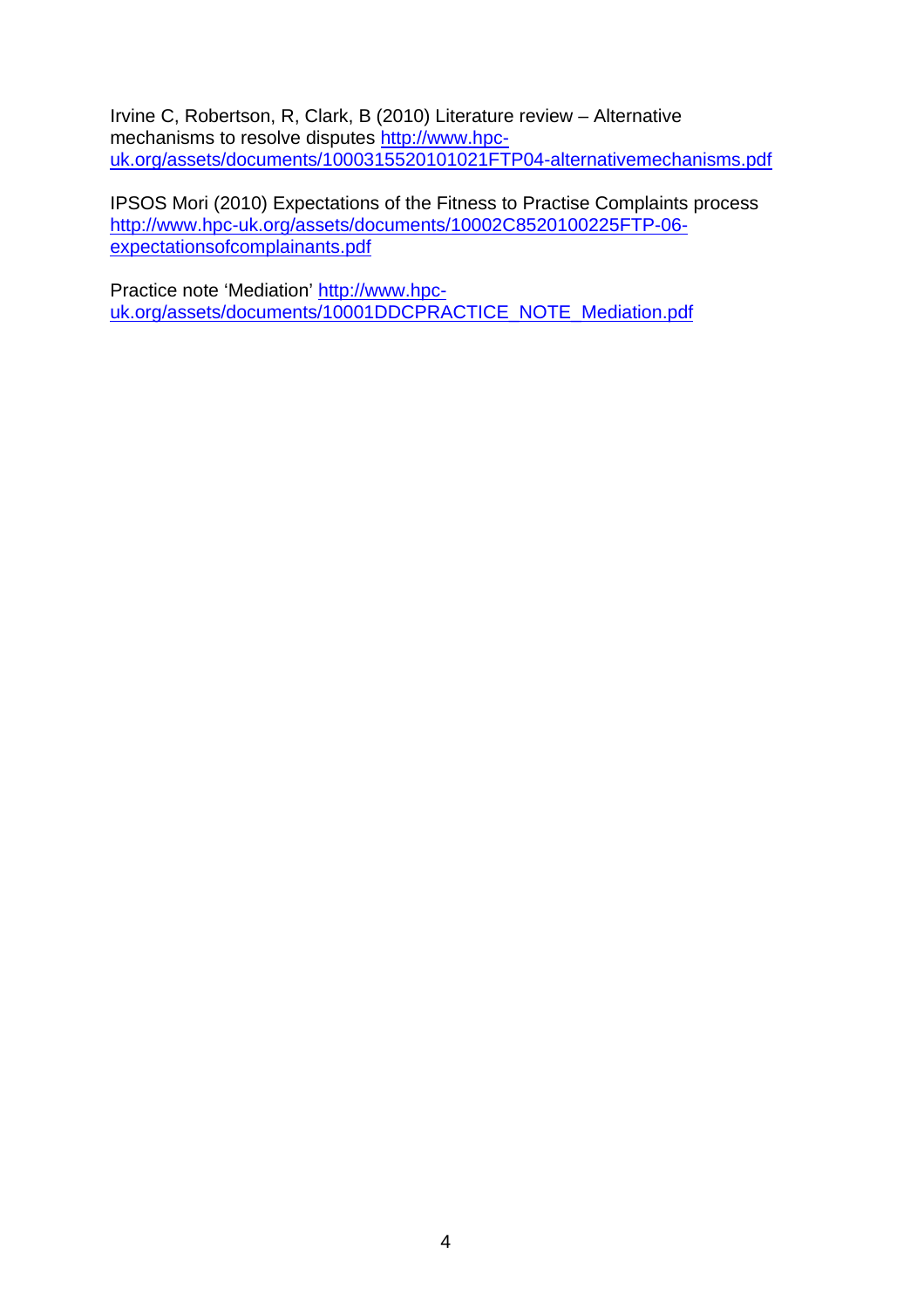Irvine C, Robertson, R, Clark, B (2010) Literature review – Alternative mechanisms to resolve disputes http://www.hpc-uk.org/assets/documents/1000315520101021FTP04-alternativemechanisms.pdf

IPSOS Mori (2010) Expectations of the Fitness to Practise Complaints process http://www.hpc-uk.org/assets/documents/10002C8520100225FTP-06-expectationsofcomplainants.pdf

Practice note 'Mediation' http://www.hpc-uk.org/assets/documents/10001DDCPRACTICE_NOTE_Mediation.pdf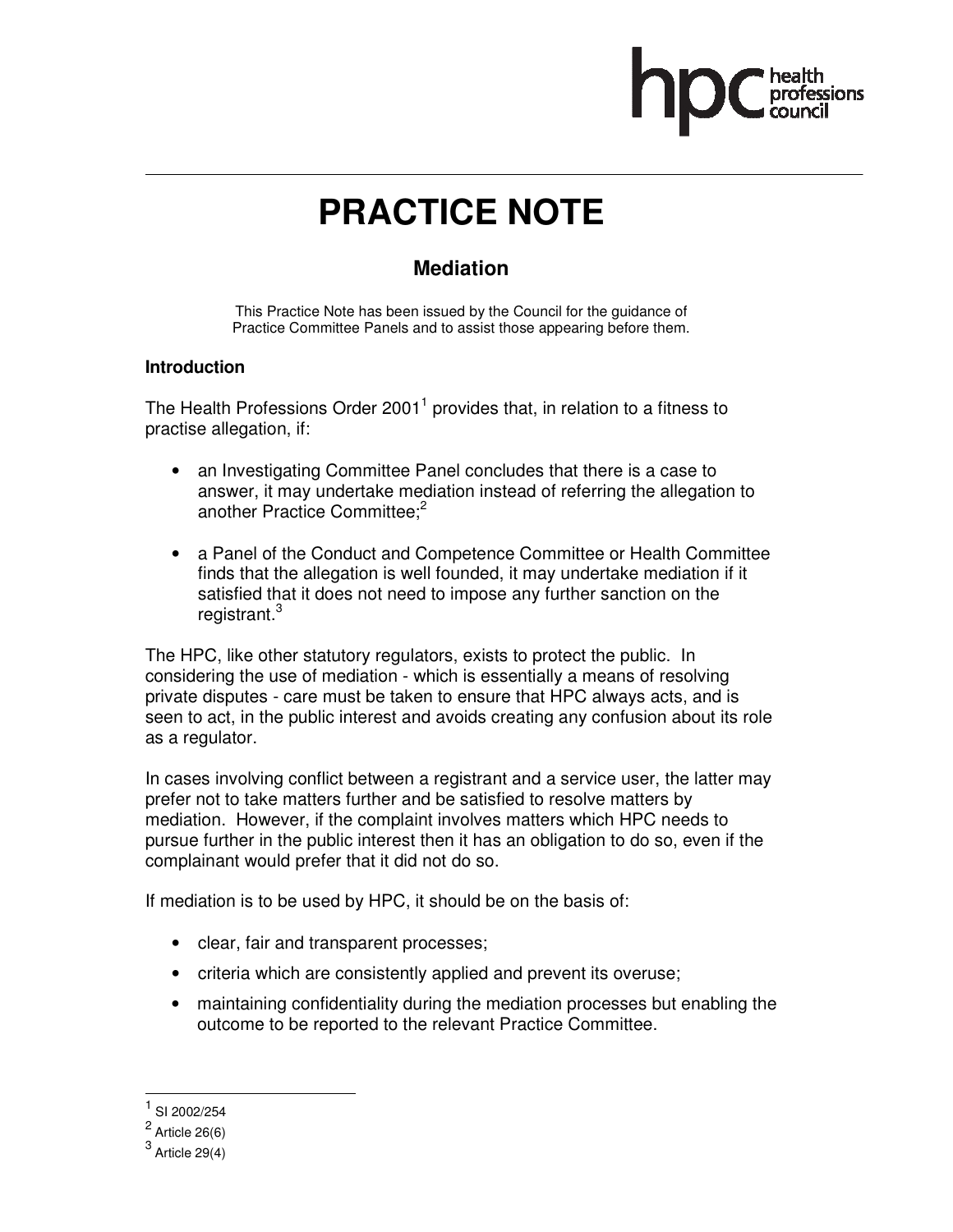# PRACTICE NOTE

## Mediation

This Practice Note has been issued by the Council for the guidance of Practice Committee Panels and to assist those appearing before them.

### Introduction

The Health Professions Order 2001[1] provides that, in relation to a fitness to practise allegation, if:

- an Investigating Committee Panel concludes that there is a case to answer, it may undertake mediation instead of referring the allegation to another Practice Committee;[2]
- a Panel of the Conduct and Competence Committee or Health Committee finds that the allegation is well founded, it may undertake mediation if it satisfied that it does not need to impose any further sanction on the registrant.[3]

The HPC, like other statutory regulators, exists to protect the public. In considering the use of mediation - which is essentially a means of resolving private disputes - care must be taken to ensure that HPC always acts, and is seen to act, in the public interest and avoids creating any confusion about its role as a regulator.

In cases involving conflict between a registrant and a service user, the latter may prefer not to take matters further and be satisfied to resolve matters by mediation. However, if the complaint involves matters which HPC needs to pursue further in the public interest then it has an obligation to do so, even if the complainant would prefer that it did not do so.

If mediation is to be used by HPC, it should be on the basis of:

- clear, fair and transparent processes;
- criteria which are consistently applied and prevent its overuse;
- maintaining confidentiality during the mediation processes but enabling the outcome to be reported to the relevant Practice Committee.

---

[1] SI 2002/254

[2] Article 26(6)

[3] Article 29(4)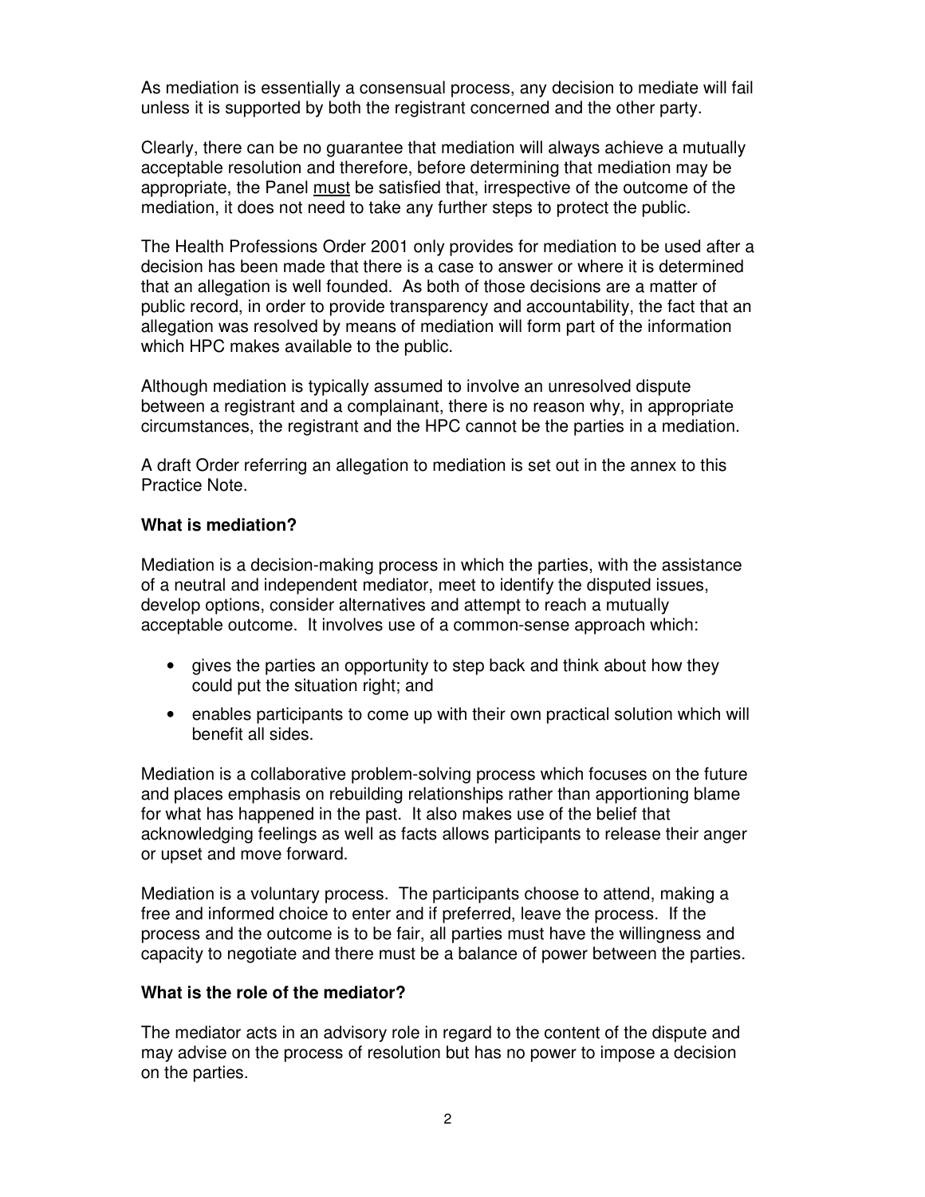As mediation is essentially a consensual process, any decision to mediate will fail unless it is supported by both the registrant concerned and the other party.

Clearly, there can be no guarantee that mediation will always achieve a mutually acceptable resolution and therefore, before determining that mediation may be appropriate, the Panel must be satisfied that, irrespective of the outcome of the mediation, it does not need to take any further steps to protect the public.

The Health Professions Order 2001 only provides for mediation to be used after a decision has been made that there is a case to answer or where it is determined that an allegation is well founded. As both of those decisions are a matter of public record, in order to provide transparency and accountability, the fact that an allegation was resolved by means of mediation will form part of the information which HPC makes available to the public.

Although mediation is typically assumed to involve an unresolved dispute between a registrant and a complainant, there is no reason why, in appropriate circumstances, the registrant and the HPC cannot be the parties in a mediation.

A draft Order referring an allegation to mediation is set out in the annex to this Practice Note.

**What is mediation?**

Mediation is a decision-making process in which the parties, with the assistance of a neutral and independent mediator, meet to identify the disputed issues, develop options, consider alternatives and attempt to reach a mutually acceptable outcome. It involves use of a common-sense approach which:

- gives the parties an opportunity to step back and think about how they could put the situation right; and
- enables participants to come up with their own practical solution which will benefit all sides.

Mediation is a collaborative problem-solving process which focuses on the future and places emphasis on rebuilding relationships rather than apportioning blame for what has happened in the past. It also makes use of the belief that acknowledging feelings as well as facts allows participants to release their anger or upset and move forward.

Mediation is a voluntary process. The participants choose to attend, making a free and informed choice to enter and if preferred, leave the process. If the process and the outcome is to be fair, all parties must have the willingness and capacity to negotiate and there must be a balance of power between the parties.

**What is the role of the mediator?**

The mediator acts in an advisory role in regard to the content of the dispute and may advise on the process of resolution but has no power to impose a decision on the parties.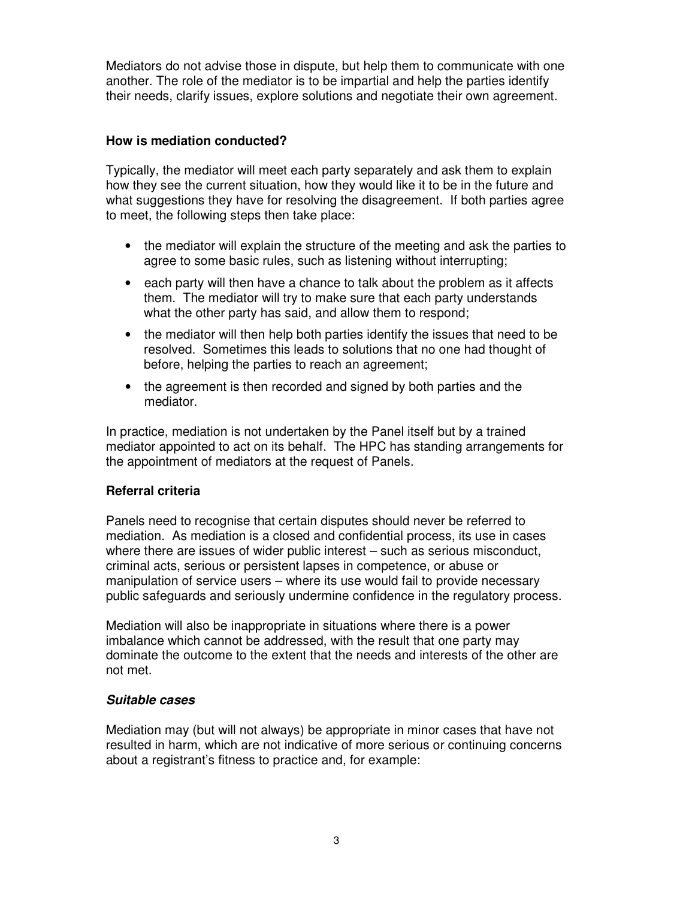Mediators do not advise those in dispute, but help them to communicate with one another. The role of the mediator is to be impartial and help the parties identify their needs, clarify issues, explore solutions and negotiate their own agreement.

### How is mediation conducted?

Typically, the mediator will meet each party separately and ask them to explain how they see the current situation, how they would like it to be in the future and what suggestions they have for resolving the disagreement. If both parties agree to meet, the following steps then take place:

- the mediator will explain the structure of the meeting and ask the parties to agree to some basic rules, such as listening without interrupting;
- each party will then have a chance to talk about the problem as it affects them. The mediator will try to make sure that each party understands what the other party has said, and allow them to respond;
- the mediator will then help both parties identify the issues that need to be resolved. Sometimes this leads to solutions that no one had thought of before, helping the parties to reach an agreement;
- the agreement is then recorded and signed by both parties and the mediator.

In practice, mediation is not undertaken by the Panel itself but by a trained mediator appointed to act on its behalf. The HPC has standing arrangements for the appointment of mediators at the request of Panels.

### Referral criteria

Panels need to recognise that certain disputes should never be referred to mediation. As mediation is a closed and confidential process, its use in cases where there are issues of wider public interest – such as serious misconduct, criminal acts, serious or persistent lapses in competence, or abuse or manipulation of service users – where its use would fail to provide necessary public safeguards and seriously undermine confidence in the regulatory process.

Mediation will also be inappropriate in situations where there is a power imbalance which cannot be addressed, with the result that one party may dominate the outcome to the extent that the needs and interests of the other are not met.

#### *Suitable cases*

Mediation may (but will not always) be appropriate in minor cases that have not resulted in harm, which are not indicative of more serious or continuing concerns about a registrant's fitness to practice and, for example: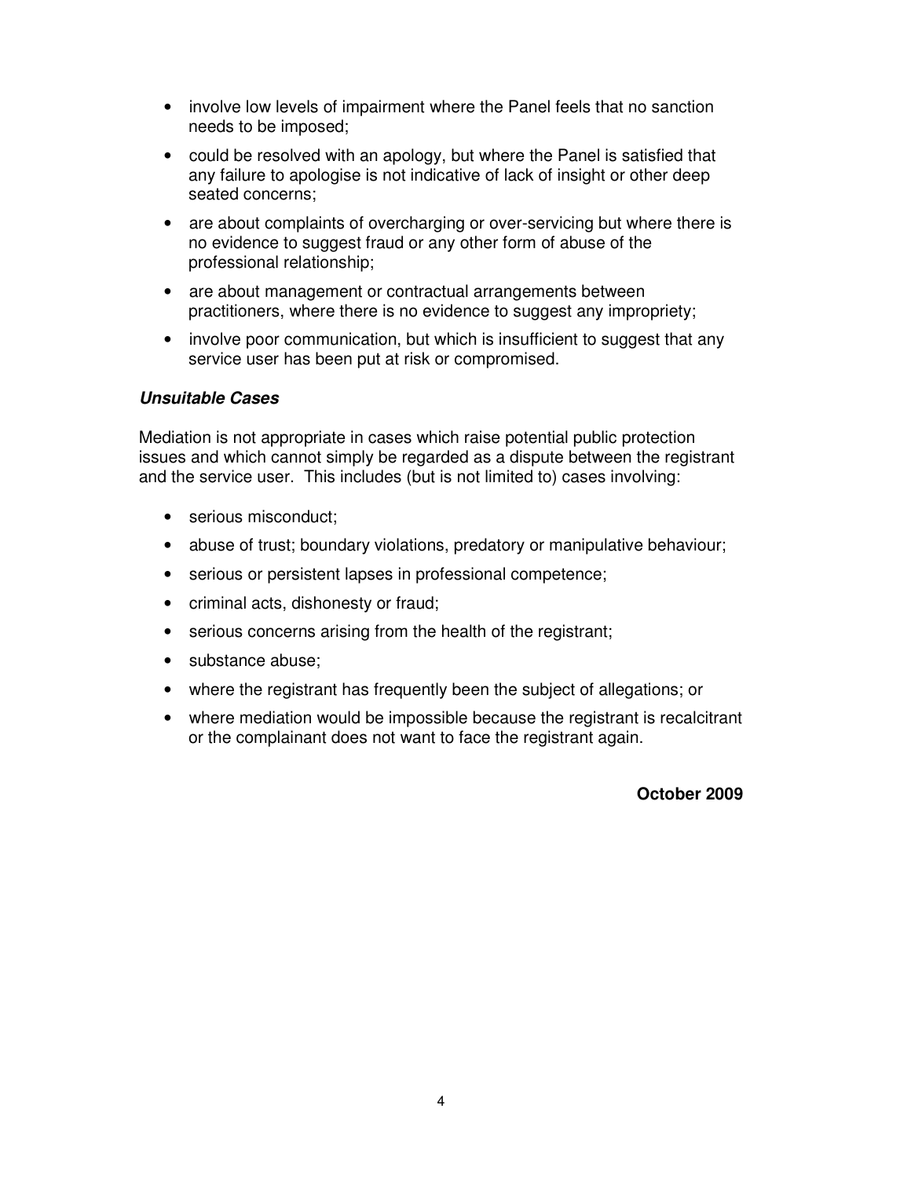- involve low levels of impairment where the Panel feels that no sanction needs to be imposed;
- could be resolved with an apology, but where the Panel is satisfied that any failure to apologise is not indicative of lack of insight or other deep seated concerns;
- are about complaints of overcharging or over-servicing but where there is no evidence to suggest fraud or any other form of abuse of the professional relationship;
- are about management or contractual arrangements between practitioners, where there is no evidence to suggest any impropriety;
- involve poor communication, but which is insufficient to suggest that any service user has been put at risk or compromised.

***Unsuitable Cases***

Mediation is not appropriate in cases which raise potential public protection issues and which cannot simply be regarded as a dispute between the registrant and the service user. This includes (but is not limited to) cases involving:

- serious misconduct;
- abuse of trust; boundary violations, predatory or manipulative behaviour;
- serious or persistent lapses in professional competence;
- criminal acts, dishonesty or fraud;
- serious concerns arising from the health of the registrant;
- substance abuse;
- where the registrant has frequently been the subject of allegations; or
- where mediation would be impossible because the registrant is recalcitrant or the complainant does not want to face the registrant again.

**October 2009**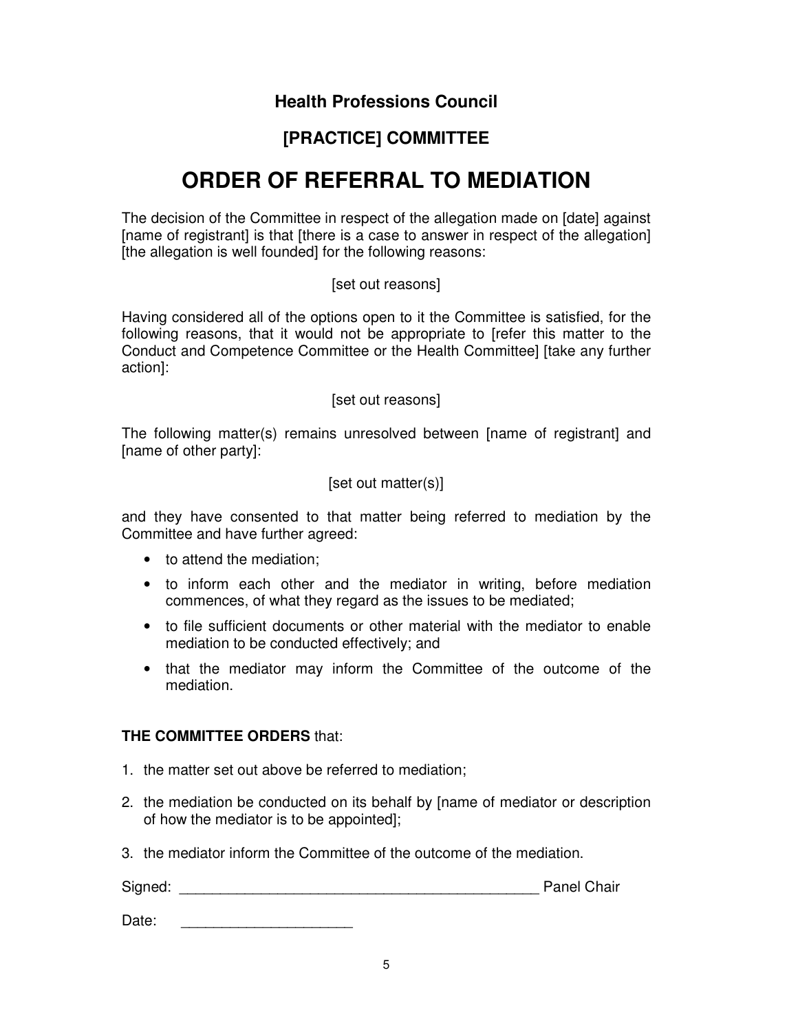## Health Professions Council

## [PRACTICE] COMMITTEE

# ORDER OF REFERRAL TO MEDIATION

The decision of the Committee in respect of the allegation made on [date] against [name of registrant] is that [there is a case to answer in respect of the allegation] [the allegation is well founded] for the following reasons:

[set out reasons]

Having considered all of the options open to it the Committee is satisfied, for the following reasons, that it would not be appropriate to [refer this matter to the Conduct and Competence Committee or the Health Committee] [take any further action]:

[set out reasons]

The following matter(s) remains unresolved between [name of registrant] and [name of other party]:

[set out matter(s)]

and they have consented to that matter being referred to mediation by the Committee and have further agreed:

- to attend the mediation;
- to inform each other and the mediator in writing, before mediation commences, of what they regard as the issues to be mediated;
- to file sufficient documents or other material with the mediator to enable mediation to be conducted effectively; and
- that the mediator may inform the Committee of the outcome of the mediation.

**THE COMMITTEE ORDERS** that:

1. the matter set out above be referred to mediation;
2. the mediation be conducted on its behalf by [name of mediator or description of how the mediator is to be appointed];
3. the mediator inform the Committee of the outcome of the mediation.

Signed: _____________________________________________ Panel Chair

Date: _____________________